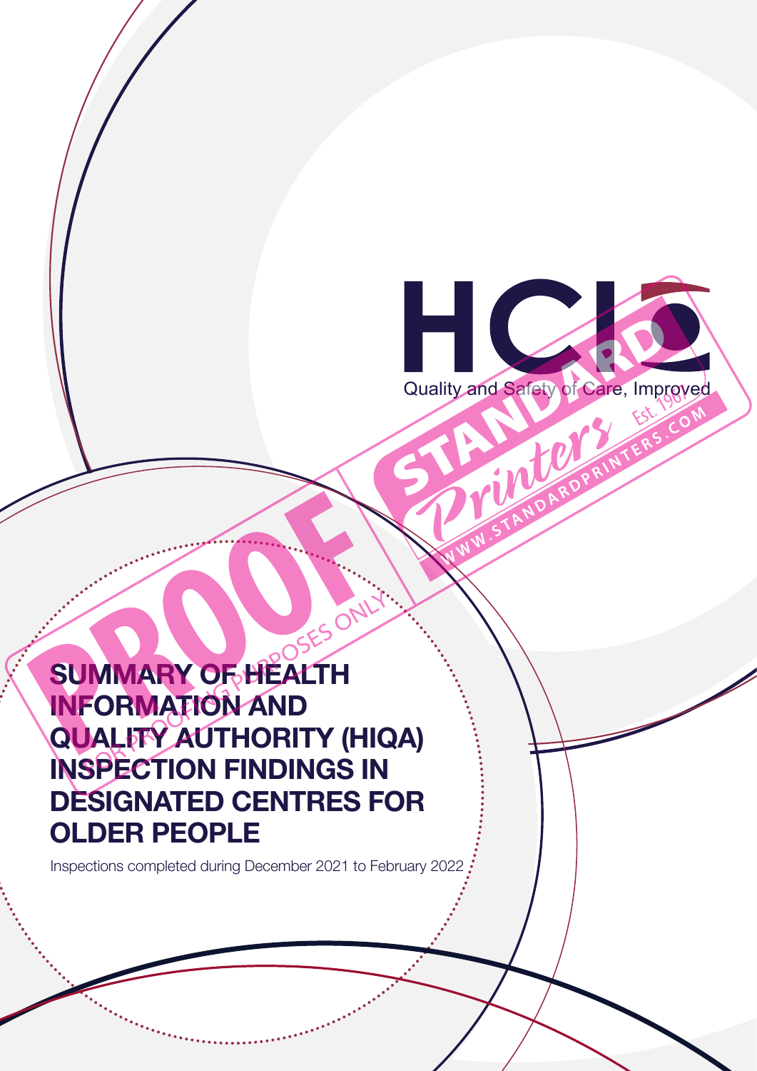HCIQ

Quality and Safety of Care, Improved

# SUMMARY OF HEALTH INFORMATION AND QUALITY AUTHORITY (HIQA) INSPECTION FINDINGS IN DESIGNATED CENTRES FOR OLDER PEOPLE

Inspections completed during December 2021 to February 2022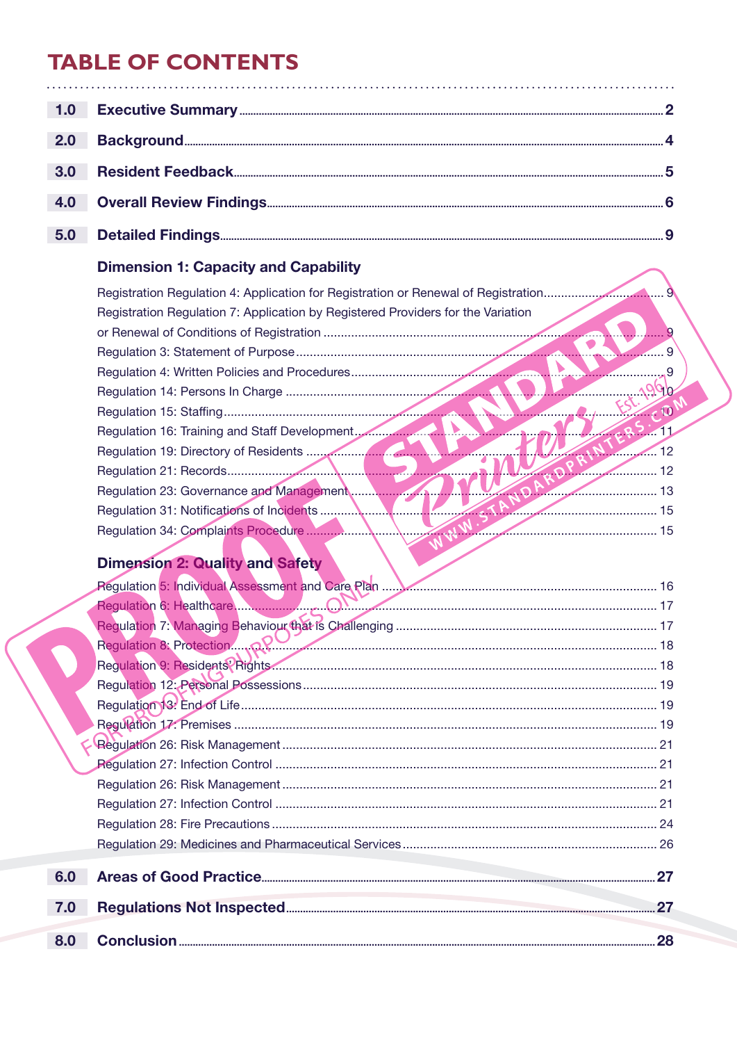# TABLE OF CONTENTS

| | | |
|---|---|---|
| **1.0** | **Executive Summary** | **2** |
| **2.0** | **Background** | **4** |
| **3.0** | **Resident Feedback** | **5** |
| **4.0** | **Overall Review Findings** | **6** |
| **5.0** | **Detailed Findings** | **9** |

### Dimension 1: Capacity and Capability

- Registration Regulation 4: Application for Registration or Renewal of Registration .... 9
- Registration Regulation 7: Application by Registered Providers for the Variation or Renewal of Conditions of Registration .... 9
- Regulation 3: Statement of Purpose .... 9
- Regulation 4: Written Policies and Procedures .... 9
- Regulation 14: Persons In Charge .... 10
- Regulation 15: Staffing .... 10
- Regulation 16: Training and Staff Development .... 11
- Regulation 19: Directory of Residents .... 12
- Regulation 21: Records .... 12
- Regulation 23: Governance and Management .... 13
- Regulation 31: Notifications of Incidents .... 15
- Regulation 34: Complaints Procedure .... 15

### Dimension 2: Quality and Safety

- Regulation 5: Individual Assessment and Care Plan .... 16
- Regulation 6: Healthcare .... 17
- Regulation 7: Managing Behaviour that is Challenging .... 17
- Regulation 8: Protection .... 18
- Regulation 9: Residents' Rights .... 18
- Regulation 12: Personal Possessions .... 19
- Regulation 13: End of Life .... 19
- Regulation 17: Premises .... 19
- Regulation 26: Risk Management .... 21
- Regulation 27: Infection Control .... 21
- Regulation 26: Risk Management .... 21
- Regulation 27: Infection Control .... 21
- Regulation 28: Fire Precautions .... 24
- Regulation 29: Medicines and Pharmaceutical Services .... 26

| | | |
|---|---|---|
| **6.0** | **Areas of Good Practice** | **27** |
| **7.0** | **Regulations Not Inspected** | **27** |
| **8.0** | **Conclusion** | **28** |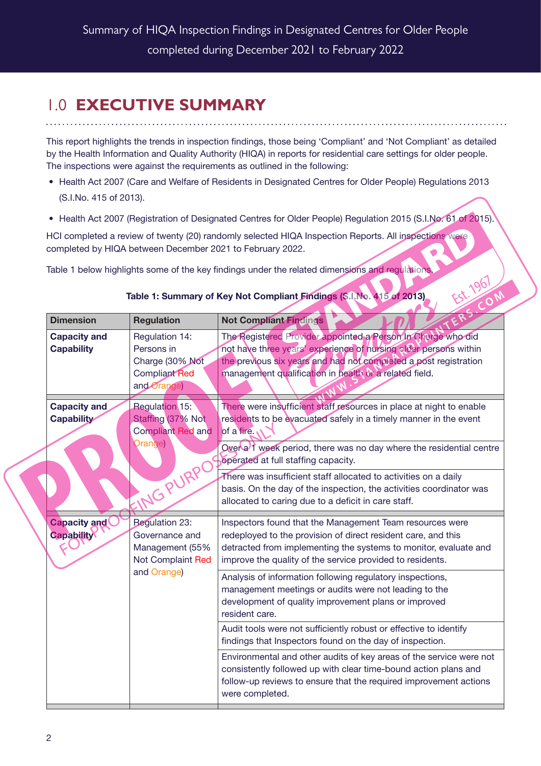# 1.0 EXECUTIVE SUMMARY

This report highlights the trends in inspection findings, those being 'Compliant' and 'Not Compliant' as detailed by the Health Information and Quality Authority (HIQA) in reports for residential care settings for older people. The inspections were against the requirements as outlined in the following:

- Health Act 2007 (Care and Welfare of Residents in Designated Centres for Older People) Regulations 2013 (S.I.No. 415 of 2013).
- Health Act 2007 (Registration of Designated Centres for Older People) Regulation 2015 (S.I.No. 61 of 2015).

HCI completed a review of twenty (20) randomly selected HIQA Inspection Reports. All inspections were completed by HIQA between December 2021 to February 2022.

Table 1 below highlights some of the key findings under the related dimensions and regulations.

**Table 1: Summary of Key Not Compliant Findings (S.I.No. 415 of 2013)**

| Dimension | Regulation | Not Compliant Findings |
|---|---|---|
| **Capacity and Capability** | Regulation 14: Persons in Charge (30% Not Compliant Red and Orange) | The Registered Provider appointed a Person In Charge who did not have three years' experience of nursing older persons within the previous six years and had not completed a post registration management qualification in health or a related field. |
| **Capacity and Capability** | Regulation 15: Staffing (37% Not Compliant Red and Orange) | There were insufficient staff resources in place at night to enable residents to be evacuated safely in a timely manner in the event of a fire. |
| | | Over a 1 week period, there was no day where the residential centre operated at full staffing capacity. |
| | | There was insufficient staff allocated to activities on a daily basis. On the day of the inspection, the activities coordinator was allocated to caring due to a deficit in care staff. |
| **Capacity and Capability** | Regulation 23: Governance and Management (55% Not Complaint Red and Orange) | Inspectors found that the Management Team resources were redeployed to the provision of direct resident care, and this detracted from implementing the systems to monitor, evaluate and improve the quality of the service provided to residents. |
| | | Analysis of information following regulatory inspections, management meetings or audits were not leading to the development of quality improvement plans or improved resident care. |
| | | Audit tools were not sufficiently robust or effective to identify findings that Inspectors found on the day of inspection. |
| | | Environmental and other audits of key areas of the service were not consistently followed up with clear time-bound action plans and follow-up reviews to ensure that the required improvement actions were completed. |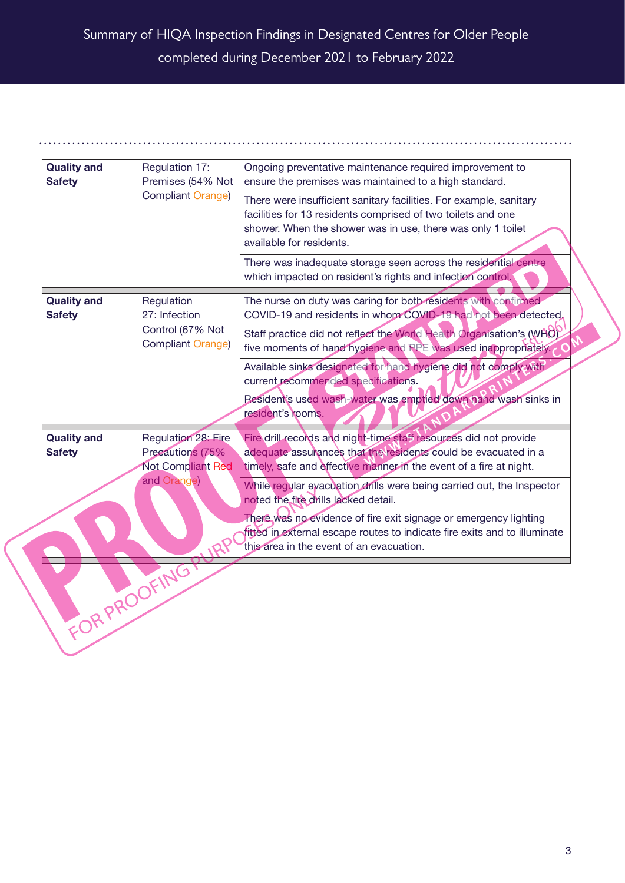| Quality and Safety | Regulation 17: Premises (54% Not Compliant Orange) | Ongoing preventative maintenance required improvement to ensure the premises was maintained to a high standard. |
|---|---|---|
| | | There were insufficient sanitary facilities. For example, sanitary facilities for 13 residents comprised of two toilets and one shower. When the shower was in use, there was only 1 toilet available for residents. |
| | | There was inadequate storage seen across the residential centre which impacted on resident's rights and infection control. |
| **Quality and Safety** | Regulation 27: Infection Control (67% Not Compliant Orange) | The nurse on duty was caring for both residents with confirmed COVID-19 and residents in whom COVID-19 had not been detected. |
| | | Staff practice did not reflect the World Health Organisation's (WHO) five moments of hand hygiene and PPE was used inappropriately. |
| | | Available sinks designated for hand hygiene did not comply with current recommended specifications. |
| | | Resident's used wash-water was emptied down hand wash sinks in resident's rooms. |
| **Quality and Safety** | Regulation 28: Fire Precautions (75% Not Compliant Red and Orange) | Fire drill records and night-time staff resources did not provide adequate assurances that the residents could be evacuated in a timely, safe and effective manner in the event of a fire at night. |
| | | While regular evacuation drills were being carried out, the Inspector noted the fire drills lacked detail. |
| | | There was no evidence of fire exit signage or emergency lighting fitted in external escape routes to indicate fire exits and to illuminate this area in the event of an evacuation. |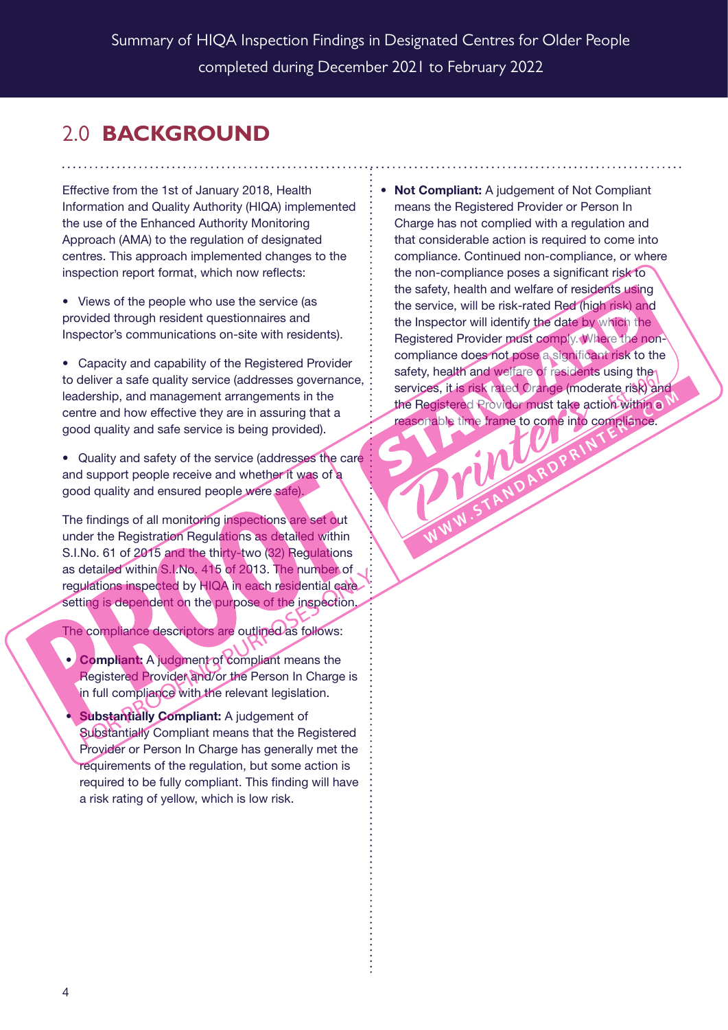## 2.0 BACKGROUND

Effective from the 1st of January 2018, Health Information and Quality Authority (HIQA) implemented the use of the Enhanced Authority Monitoring Approach (AMA) to the regulation of designated centres. This approach implemented changes to the inspection report format, which now reflects:

- Views of the people who use the service (as provided through resident questionnaires and Inspector's communications on-site with residents).
- Capacity and capability of the Registered Provider to deliver a safe quality service (addresses governance, leadership, and management arrangements in the centre and how effective they are in assuring that a good quality and safe service is being provided).
- Quality and safety of the service (addresses the care and support people receive and whether it was of a good quality and ensured people were safe).

The findings of all monitoring inspections are set out under the Registration Regulations as detailed within S.I.No. 61 of 2015 and the thirty-two (32) Regulations as detailed within S.I.No. 415 of 2013. The number of regulations inspected by HIQA in each residential care setting is dependent on the purpose of the inspection.

The compliance descriptors are outlined as follows:

- **Compliant:** A judgment of compliant means the Registered Provider and/or the Person In Charge is in full compliance with the relevant legislation.
- **Substantially Compliant:** A judgement of Substantially Compliant means that the Registered Provider or Person In Charge has generally met the requirements of the regulation, but some action is required to be fully compliant. This finding will have a risk rating of yellow, which is low risk.
- **Not Compliant:** A judgement of Not Compliant means the Registered Provider or Person In Charge has not complied with a regulation and that considerable action is required to come into compliance. Continued non-compliance, or where the non-compliance poses a significant risk to the safety, health and welfare of residents using the service, will be risk-rated Red (high risk) and the Inspector will identify the date by which the Registered Provider must comply. Where the non-compliance does not pose a significant risk to the safety, health and welfare of residents using the services, it is risk rated Orange (moderate risk) and the Registered Provider must take action within a reasonable time frame to come into compliance.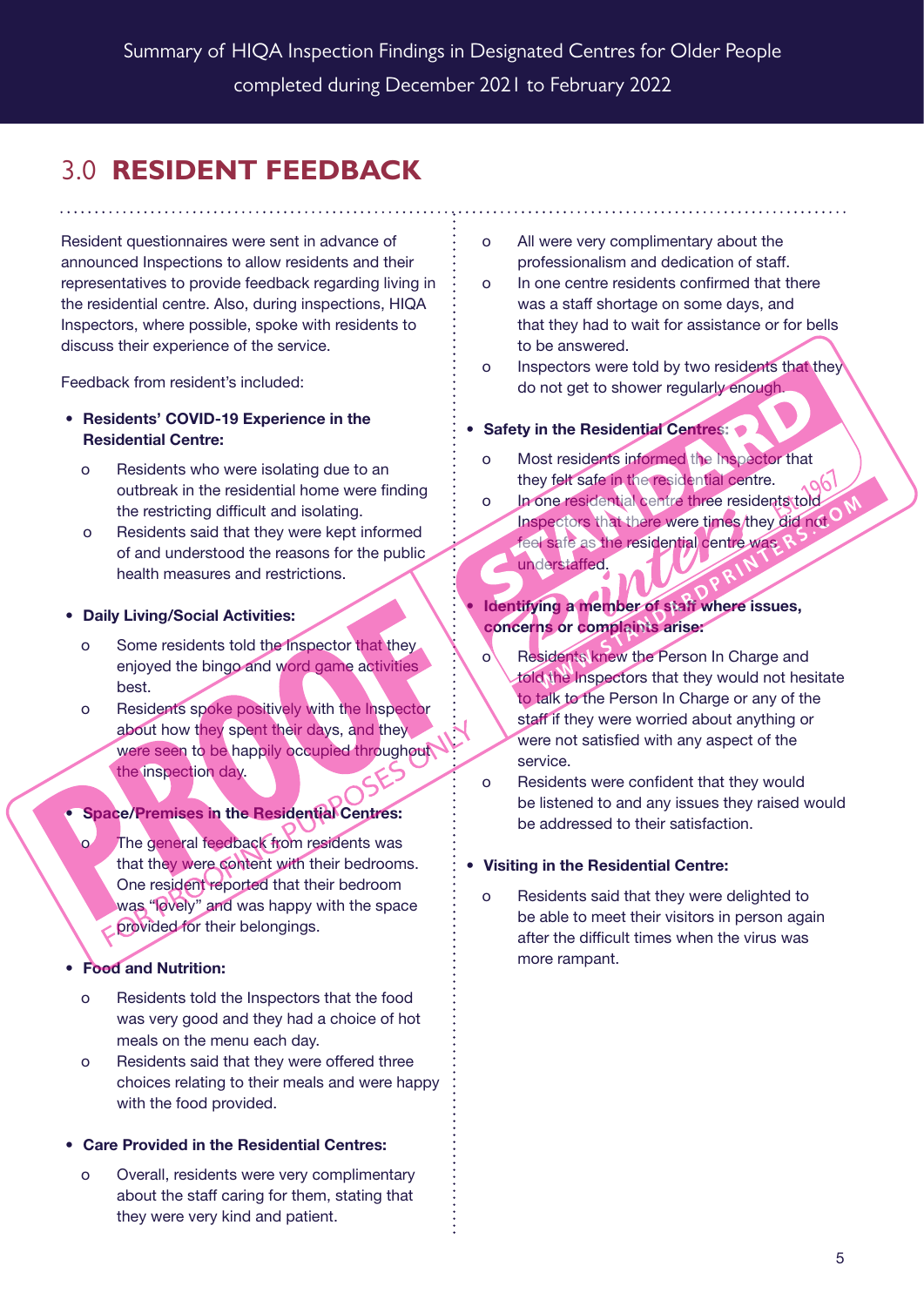## 3.0 RESIDENT FEEDBACK

Resident questionnaires were sent in advance of announced Inspections to allow residents and their representatives to provide feedback regarding living in the residential centre. Also, during inspections, HIQA Inspectors, where possible, spoke with residents to discuss their experience of the service.

Feedback from resident's included:

- **Residents' COVID-19 Experience in the Residential Centre:**
  - Residents who were isolating due to an outbreak in the residential home were finding the restricting difficult and isolating.
  - Residents said that they were kept informed of and understood the reasons for the public health measures and restrictions.

- **Daily Living/Social Activities:**
  - Some residents told the Inspector that they enjoyed the bingo and word game activities best.
  - Residents spoke positively with the Inspector about how they spent their days, and they were seen to be happily occupied throughout the inspection day.

- **Space/Premises in the Residential Centres:**
  - The general feedback from residents was that they were content with their bedrooms. One resident reported that their bedroom was "lovely" and was happy with the space provided for their belongings.

- **Food and Nutrition:**
  - Residents told the Inspectors that the food was very good and they had a choice of hot meals on the menu each day.
  - Residents said that they were offered three choices relating to their meals and were happy with the food provided.

- **Care Provided in the Residential Centres:**
  - Overall, residents were very complimentary about the staff caring for them, stating that they were very kind and patient.
  - All were very complimentary about the professionalism and dedication of staff.
  - In one centre residents confirmed that there was a staff shortage on some days, and that they had to wait for assistance or for bells to be answered.
  - Inspectors were told by two residents that they do not get to shower regularly enough.

- **Safety in the Residential Centres:**
  - Most residents informed the Inspector that they felt safe in the residential centre.
  - In one residential centre three residents told Inspectors that there were times they did not feel safe as the residential centre was understaffed.

- **Identifying a member of staff where issues, concerns or complaints arise:**
  - Residents knew the Person In Charge and told the Inspectors that they would not hesitate to talk to the Person In Charge or any of the staff if they were worried about anything or were not satisfied with any aspect of the service.
  - Residents were confident that they would be listened to and any issues they raised would be addressed to their satisfaction.

- **Visiting in the Residential Centre:**
  - Residents said that they were delighted to be able to meet their visitors in person again after the difficult times when the virus was more rampant.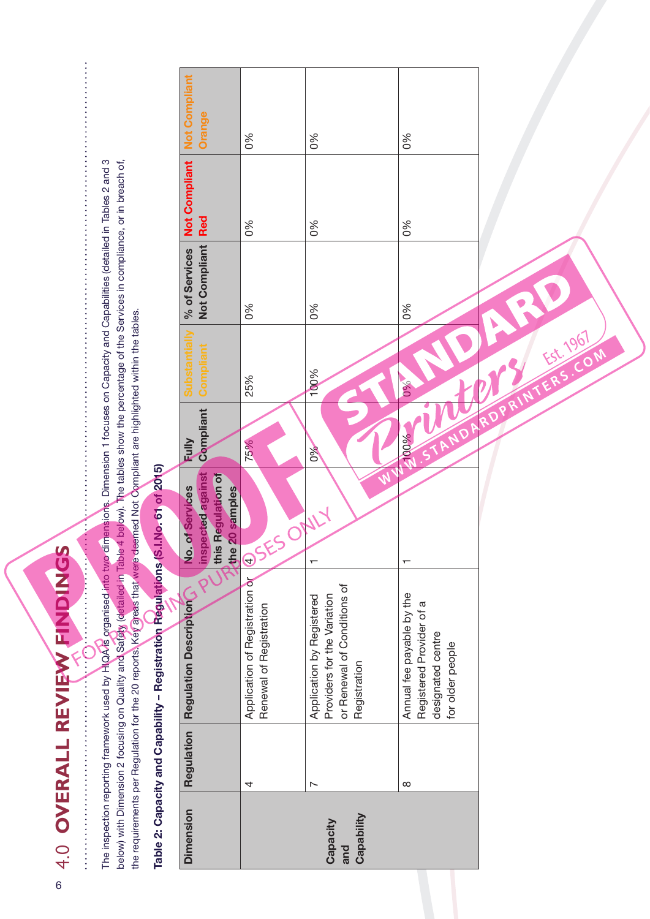# 4.0 OVERALL REVIEW FINDINGS

The inspection reporting framework used by HIQA is organised into two dimensions. Dimension 1 focuses on Capacity and Capabilities (detailed in Tables 2 and 3 below) with Dimension 2 focusing on Quality and Safety (detailed in Table 4 below). The tables show the percentage of the Services in compliance, or in breach of, the requirements per Regulation for the 20 reports. Key areas that were deemed Not Compliant are highlighted within the tables.

**Table 2: Capacity and Capability – Registration Regulations (S.I.No. 61 of 2015)**

| Dimension | Regulation | Regulation Description | No. of Services inspected against this Regulation of the 20 samples | Fully Compliant | Substantially Compliant | % of Services Not Compliant | Not Compliant Red | Not Compliant Orange |
|---|---|---|---|---|---|---|---|---|
| Capacity and Capability | 4 | Application of Registration or Renewal of Registration | 4 | 75% | 25% | 0% | 0% | 0% |
| | 7 | Application by Registered Providers for the Variation or Renewal of Conditions of Registration | 1 | 0% | 100% | 0% | 0% | 0% |
| | 8 | Annual fee payable by the Registered Provider of a designated centre for older people | 1 | 100% | 0% | 0% | 0% | 0% |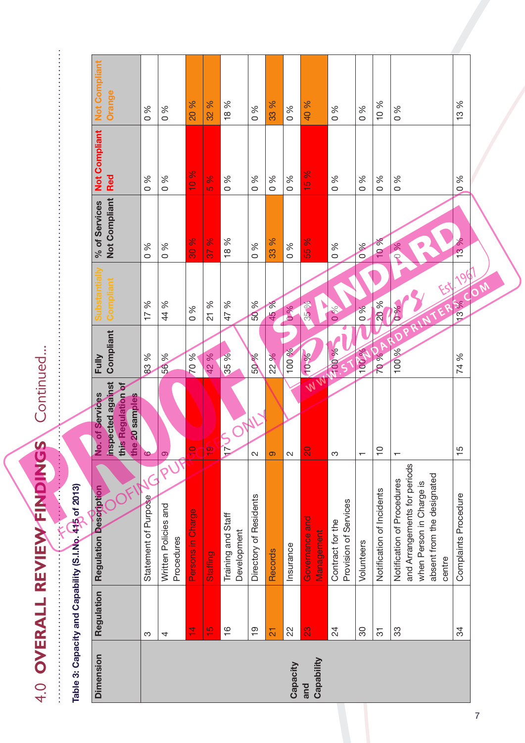# 4.0 OVERALL REVIEW FINDINGS Continued...

**Table 3: Capacity and Capability (S.I.No. 415 of 2013)**

| Dimension | Regulation | Regulation Description | No. of Services inspected against this Regulation of the 20 samples | Fully Compliant | Substantially Compliant | % of Services Not Compliant | Not Compliant Red | Not Compliant Orange |
|---|---|---|---|---|---|---|---|---|
| Capacity and Capability | 3 | Statement of Purpose | 6 | 83 % | 17 % | 0 % | 0 % | 0 % |
| | 4 | Written Policies and Procedures | 9 | 56 % | 44 % | 0 % | 0 % | 0 % |
| | 14 | Persons in Charge | 10 | 70 % | 0 % | 30 % | 10 % | 20 % |
| | 15 | Staffing | 19 | 42 % | 21 % | 37 % | 5 % | 32 % |
| | 16 | Training and Staff Development | 17 | 35 % | 47 % | 18 % | 0 % | 18 % |
| | 19 | Directory of Residents | 2 | 50 % | 50 % | 0 % | 0 % | 0 % |
| | 21 | Records | 9 | 22 % | 45 % | 33 % | 0 % | 33 % |
| | 22 | Insurance | 2 | 100 % | 0 % | 0 % | 0 % | 0 % |
| | 23 | Governance and Management | 20 | 10 % | 35 % | 55 % | 15 % | 40 % |
| | 24 | Contract for the Provision of Services | 3 | 100 % | 0 % | 0 % | 0 % | 0 % |
| | 30 | Volunteers | 1 | 100 % | 0 % | 0 % | 0 % | 0 % |
| | 31 | Notification of Incidents | 10 | 70 % | 20 % | 10 % | 0 % | 10 % |
| | 33 | Notification of Procedures and Arrangements for periods when Person in Charge is absent from the designated centre | 1 | 100 % | 0 % | 0 % | 0 % | 0 % |
| | 34 | Complaints Procedure | 15 | 74 % | 13 % | 13 % | 0 % | 13 % |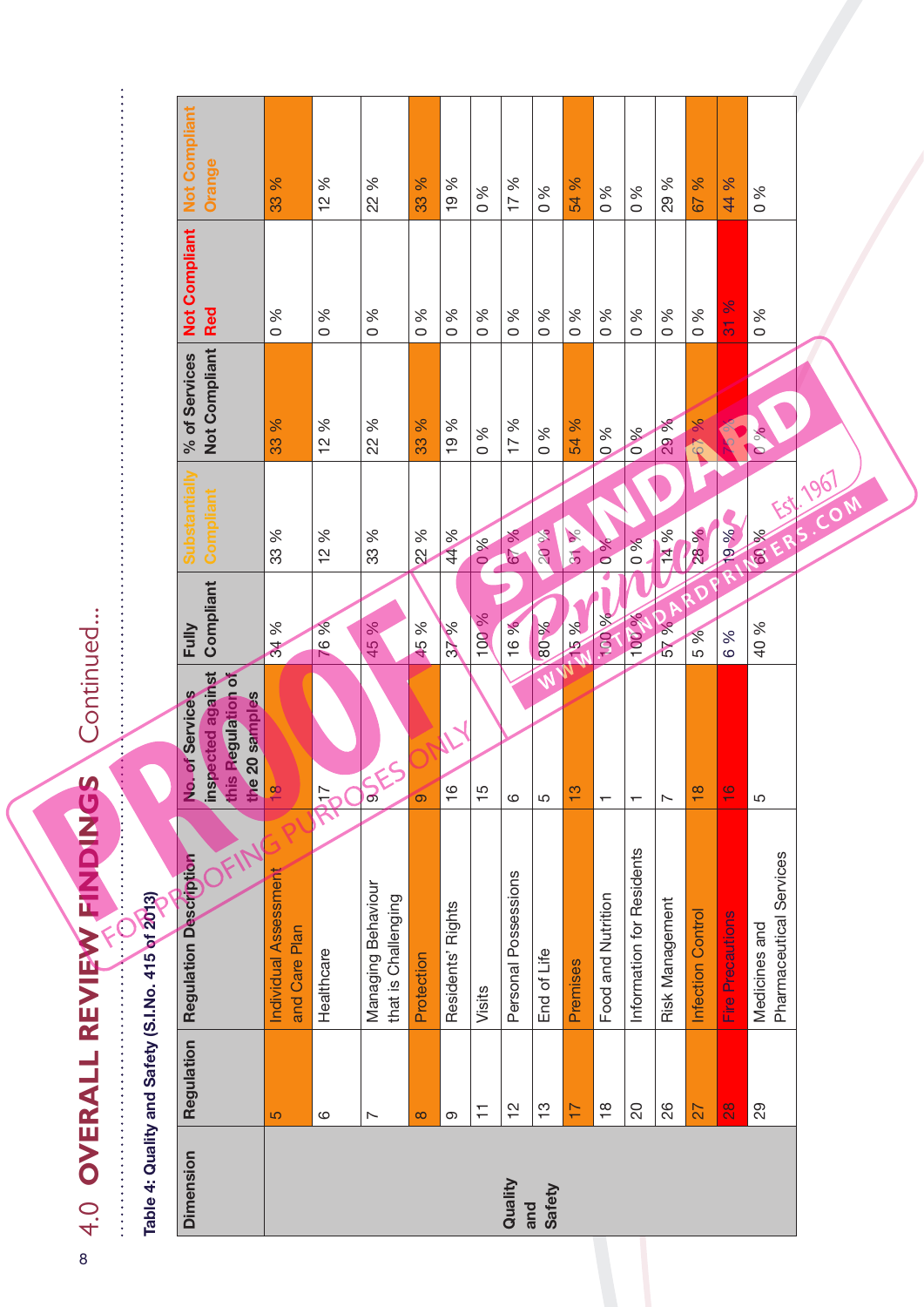# 4.0 OVERALL REVIEW FINDINGS Continued...

**Table 4: Quality and Safety (S.I.No. 415 of 2013)**

| Dimension | Regulation | Regulation Description | No. of Services inspected against this Regulation of the 20 samples | Fully Compliant | Substantially Compliant | % of Services Not Compliant | Not Compliant Red | Not Compliant Orange |
|---|---|---|---|---|---|---|---|---|
| Quality and Safety | 5 | Individual Assessment and Care Plan | 18 | 34 % | 33 % | 33 % | 0 % | 33 % |
| | 6 | Healthcare | 17 | 76 % | 12 % | 12 % | 0 % | 12 % |
| | 7 | Managing Behaviour that is Challenging | 9 | 45 % | 33 % | 22 % | 0 % | 22 % |
| | 8 | Protection | 9 | 45 % | 22 % | 33 % | 0 % | 33 % |
| | 9 | Residents' Rights | 16 | 37 % | 44 % | 19 % | 0 % | 19 % |
| | 11 | Visits | 15 | 100 % | 0 % | 0 % | 0 % | 0 % |
| | 12 | Personal Possessions | 6 | 16 % | 67 % | 17 % | 0 % | 17 % |
| | 13 | End of Life | 5 | 80 % | 20 % | 0 % | 0 % | 0 % |
| | 17 | Premises | 13 | 15 % | 31 % | 54 % | 0 % | 54 % |
| | 18 | Food and Nutrition | 1 | 100 % | 0 % | 0 % | 0 % | 0 % |
| | 20 | Information for Residents | 1 | 100 % | 0 % | 0 % | 0 % | 0 % |
| | 26 | Risk Management | 7 | 57 % | 14 % | 29 % | 0 % | 29 % |
| | 27 | Infection Control | 18 | 5 % | 28 % | 67 % | 0 % | 67 % |
| | 28 | Fire Precautions | 16 | 6 % | 19 % | 75 % | 31 % | 44 % |
| | 29 | Medicines and Pharmaceutical Services | 5 | 40 % | 60 % | 0 % | 0 % | 0 % |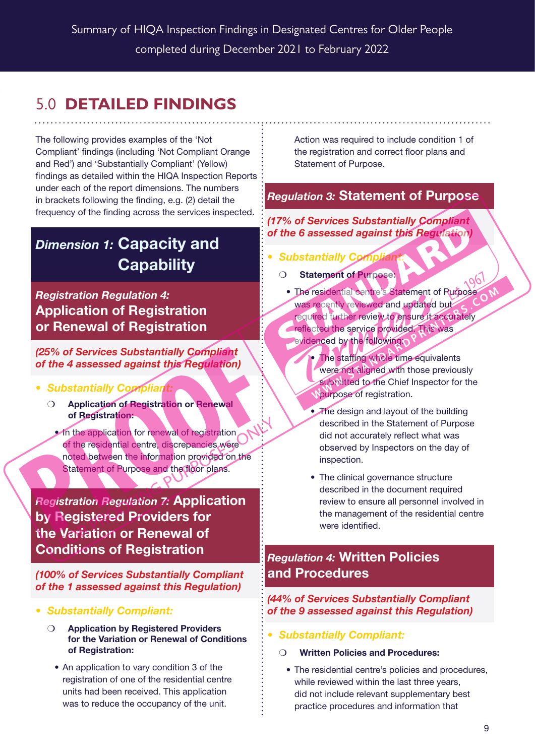# 5.0 DETAILED FINDINGS

The following provides examples of the 'Not Compliant' findings (including 'Not Compliant Orange and Red') and 'Substantially Compliant' (Yellow) findings as detailed within the HIQA Inspection Reports under each of the report dimensions. The numbers in brackets following the finding, e.g. (2) detail the frequency of the finding across the services inspected.

## *Dimension 1:* Capacity and Capability

### *Registration Regulation 4:* Application of Registration or Renewal of Registration

***(25% of Services Substantially Compliant of the 4 assessed against this Regulation)***

- ***Substantially Compliant:***
  - **Application of Registration or Renewal of Registration:**
    - In the application for renewal of registration of the residential centre, discrepancies were noted between the information provided on the Statement of Purpose and the floor plans.

### *Registration Regulation 7:* Application by Registered Providers for the Variation or Renewal of Conditions of Registration

***(100% of Services Substantially Compliant of the 1 assessed against this Regulation)***

- ***Substantially Compliant:***
  - **Application by Registered Providers for the Variation or Renewal of Conditions of Registration:**
    - An application to vary condition 3 of the registration of one of the residential centre units had been received. This application was to reduce the occupancy of the unit. Action was required to include condition 1 of the registration and correct floor plans and Statement of Purpose.

### *Regulation 3:* Statement of Purpose

***(17% of Services Substantially Compliant of the 6 assessed against this Regulation)***

- ***Substantially Compliant:***
  - **Statement of Purpose:**
    - The residential centre's Statement of Purpose was recently reviewed and updated but required further review to ensure it accurately reflected the service provided. This was evidenced by the following:
      - The staffing whole time equivalents were not aligned with those previously submitted to the Chief Inspector for the purpose of registration.
      - The design and layout of the building described in the Statement of Purpose did not accurately reflect what was observed by Inspectors on the day of inspection.
      - The clinical governance structure described in the document required review to ensure all personnel involved in the management of the residential centre were identified.

### *Regulation 4:* Written Policies and Procedures

***(44% of Services Substantially Compliant of the 9 assessed against this Regulation)***

- ***Substantially Compliant:***
  - **Written Policies and Procedures:**
    - The residential centre's policies and procedures, while reviewed within the last three years, did not include relevant supplementary best practice procedures and information that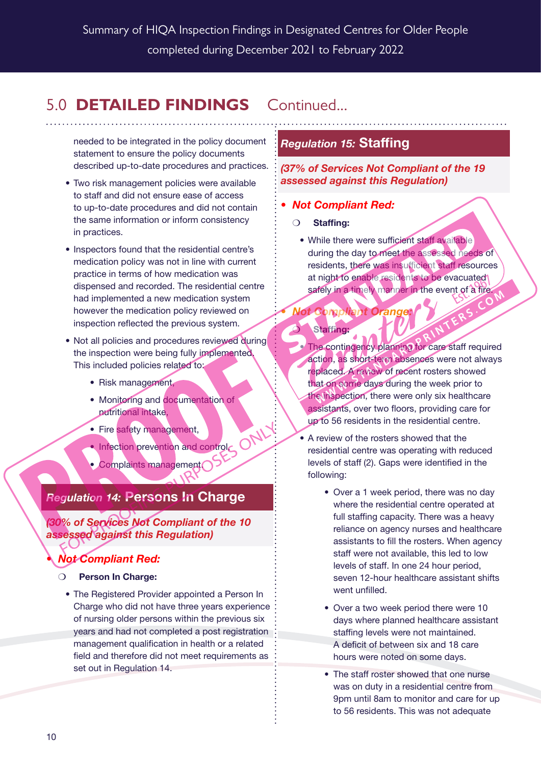## 5.0 DETAILED FINDINGS Continued...

needed to be integrated in the policy document statement to ensure the policy documents described up-to-date procedures and practices.

- Two risk management policies were available to staff and did not ensure ease of access to up-to-date procedures and did not contain the same information or inform consistency in practices.
- Inspectors found that the residential centre's medication policy was not in line with current practice in terms of how medication was dispensed and recorded. The residential centre had implemented a new medication system however the medication policy reviewed on inspection reflected the previous system.
- Not all policies and procedures reviewed during the inspection were being fully implemented. This included policies related to:
  - Risk management,
  - Monitoring and documentation of nutritional intake,
  - Fire safety management,
  - Infection prevention and control,
  - Complaints management.

### *Regulation 14:* Persons In Charge

***(30% of Services Not Compliant of the 10 assessed against this Regulation)***

- ***Not Compliant Red:***
  - **Person In Charge:**
    - The Registered Provider appointed a Person In Charge who did not have three years experience of nursing older persons within the previous six years and had not completed a post registration management qualification in health or a related field and therefore did not meet requirements as set out in Regulation 14.

### *Regulation 15:* Staffing

***(37% of Services Not Compliant of the 19 assessed against this Regulation)***

- ***Not Compliant Red:***
  - **Staffing:**
    - While there were sufficient staff available during the day to meet the assessed needs of residents, there was insufficient staff resources at night to enable residents to be evacuated safely in a timely manner in the event of a fire.
- ***Not Compliant Orange:***
  - **Staffing:**
    - The contingency planning for care staff required action, as short-term absences were not always replaced. A review of recent rosters showed that on some days during the week prior to the inspection, there were only six healthcare assistants, over two floors, providing care for up to 56 residents in the residential centre.
    - A review of the rosters showed that the residential centre was operating with reduced levels of staff (2). Gaps were identified in the following:
      - Over a 1 week period, there was no day where the residential centre operated at full staffing capacity. There was a heavy reliance on agency nurses and healthcare assistants to fill the rosters. When agency staff were not available, this led to low levels of staff. In one 24 hour period, seven 12-hour healthcare assistant shifts went unfilled.
      - Over a two week period there were 10 days where planned healthcare assistant staffing levels were not maintained. A deficit of between six and 18 care hours were noted on some days.
      - The staff roster showed that one nurse was on duty in a residential centre from 9pm until 8am to monitor and care for up to 56 residents. This was not adequate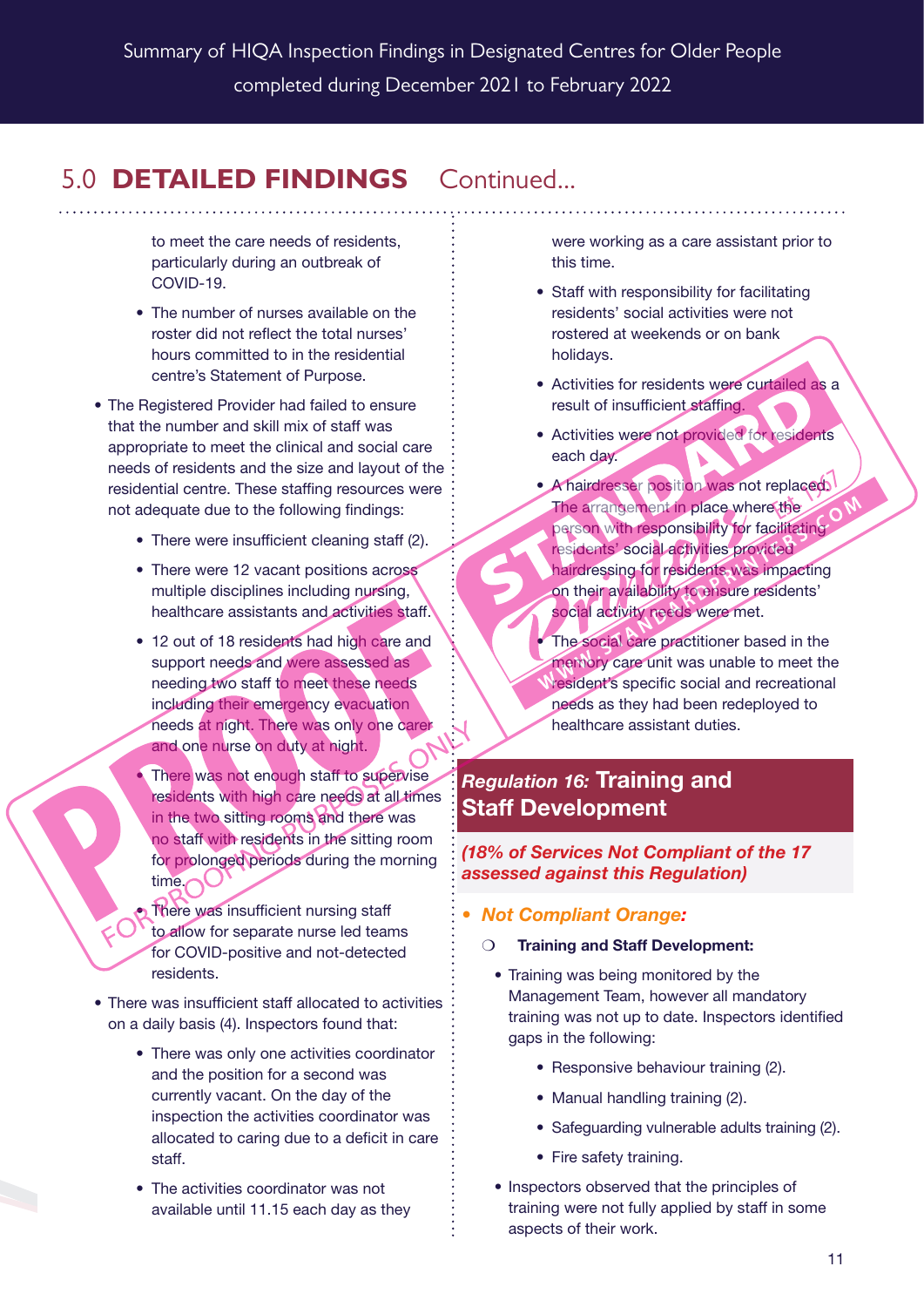## 5.0 DETAILED FINDINGS Continued...

to meet the care needs of residents, particularly during an outbreak of COVID-19.

- The number of nurses available on the roster did not reflect the total nurses' hours committed to in the residential centre's Statement of Purpose.

- The Registered Provider had failed to ensure that the number and skill mix of staff was appropriate to meet the clinical and social care needs of residents and the size and layout of the residential centre. These staffing resources were not adequate due to the following findings:
  - There were insufficient cleaning staff (2).
  - There were 12 vacant positions across multiple disciplines including nursing, healthcare assistants and activities staff.
  - 12 out of 18 residents had high care and support needs and were assessed as needing two staff to meet these needs including their emergency evacuation needs at night. There was only one carer and one nurse on duty at night.
  - There was not enough staff to supervise residents with high care needs at all times in the two sitting rooms and there was no staff with residents in the sitting room for prolonged periods during the morning time.
  - There was insufficient nursing staff to allow for separate nurse led teams for COVID-positive and not-detected residents.

- There was insufficient staff allocated to activities on a daily basis (4). Inspectors found that:
  - There was only one activities coordinator and the position for a second was currently vacant. On the day of the inspection the activities coordinator was allocated to caring due to a deficit in care staff.
  - The activities coordinator was not available until 11.15 each day as they were working as a care assistant prior to this time.
  - Staff with responsibility for facilitating residents' social activities were not rostered at weekends or on bank holidays.
  - Activities for residents were curtailed as a result of insufficient staffing.
  - Activities were not provided for residents each day.
  - A hairdresser position was not replaced. The arrangement in place where the person with responsibility for facilitating residents' social activities provided hairdressing for residents was impacting on their availability to ensure residents' social activity needs were met.
  - The social care practitioner based in the memory care unit was unable to meet the resident's specific social and recreational needs as they had been redeployed to healthcare assistant duties.

### *Regulation 16:* Training and Staff Development

***(18% of Services Not Compliant of the 17 assessed against this Regulation)***

- ***Not Compliant Orange:***
  - **Training and Staff Development:**
    - Training was being monitored by the Management Team, however all mandatory training was not up to date. Inspectors identified gaps in the following:
      - Responsive behaviour training (2).
      - Manual handling training (2).
      - Safeguarding vulnerable adults training (2).
      - Fire safety training.
    - Inspectors observed that the principles of training were not fully applied by staff in some aspects of their work.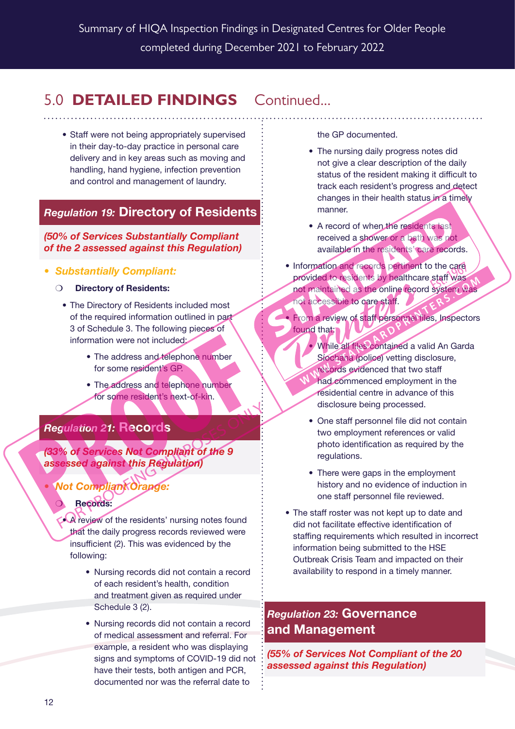## 5.0 DETAILED FINDINGS Continued...

- Staff were not being appropriately supervised in their day-to-day practice in personal care delivery and in key areas such as moving and handling, hand hygiene, infection prevention and control and management of laundry.

### *Regulation 19:* Directory of Residents

***(50% of Services Substantially Compliant of the 2 assessed against this Regulation)***

- ***Substantially Compliant:***
  - **Directory of Residents:**
    - The Directory of Residents included most of the required information outlined in part 3 of Schedule 3. The following pieces of information were not included:
      - The address and telephone number for some resident's GP.
      - The address and telephone number for some resident's next-of-kin.

### *Regulation 21:* Records

***(33% of Services Not Compliant of the 9 assessed against this Regulation)***

- ***Not Compliant Orange:***
  - **Records:**
    - A review of the residents' nursing notes found that the daily progress records reviewed were insufficient (2). This was evidenced by the following:
      - Nursing records did not contain a record of each resident's health, condition and treatment given as required under Schedule 3 (2).
      - Nursing records did not contain a record of medical assessment and referral. For example, a resident who was displaying signs and symptoms of COVID-19 did not have their tests, both antigen and PCR, documented nor was the referral date to the GP documented.
      - The nursing daily progress notes did not give a clear description of the daily status of the resident making it difficult to track each resident's progress and detect changes in their health status in a timely manner.
      - A record of when the residents last received a shower or a bath was not available in the residents' care records.
    - Information and records pertinent to the care provided to residents by healthcare staff was not maintained as the online record system was not accessible to care staff.
    - From a review of staff personnel files, Inspectors found that:
      - While all files contained a valid An Garda Síochána (police) vetting disclosure, records evidenced that two staff had commenced employment in the residential centre in advance of this disclosure being processed.
      - One staff personnel file did not contain two employment references or valid photo identification as required by the regulations.
      - There were gaps in the employment history and no evidence of induction in one staff personnel file reviewed.
    - The staff roster was not kept up to date and did not facilitate effective identification of staffing requirements which resulted in incorrect information being submitted to the HSE Outbreak Crisis Team and impacted on their availability to respond in a timely manner.

### *Regulation 23:* Governance and Management

***(55% of Services Not Compliant of the 20 assessed against this Regulation)***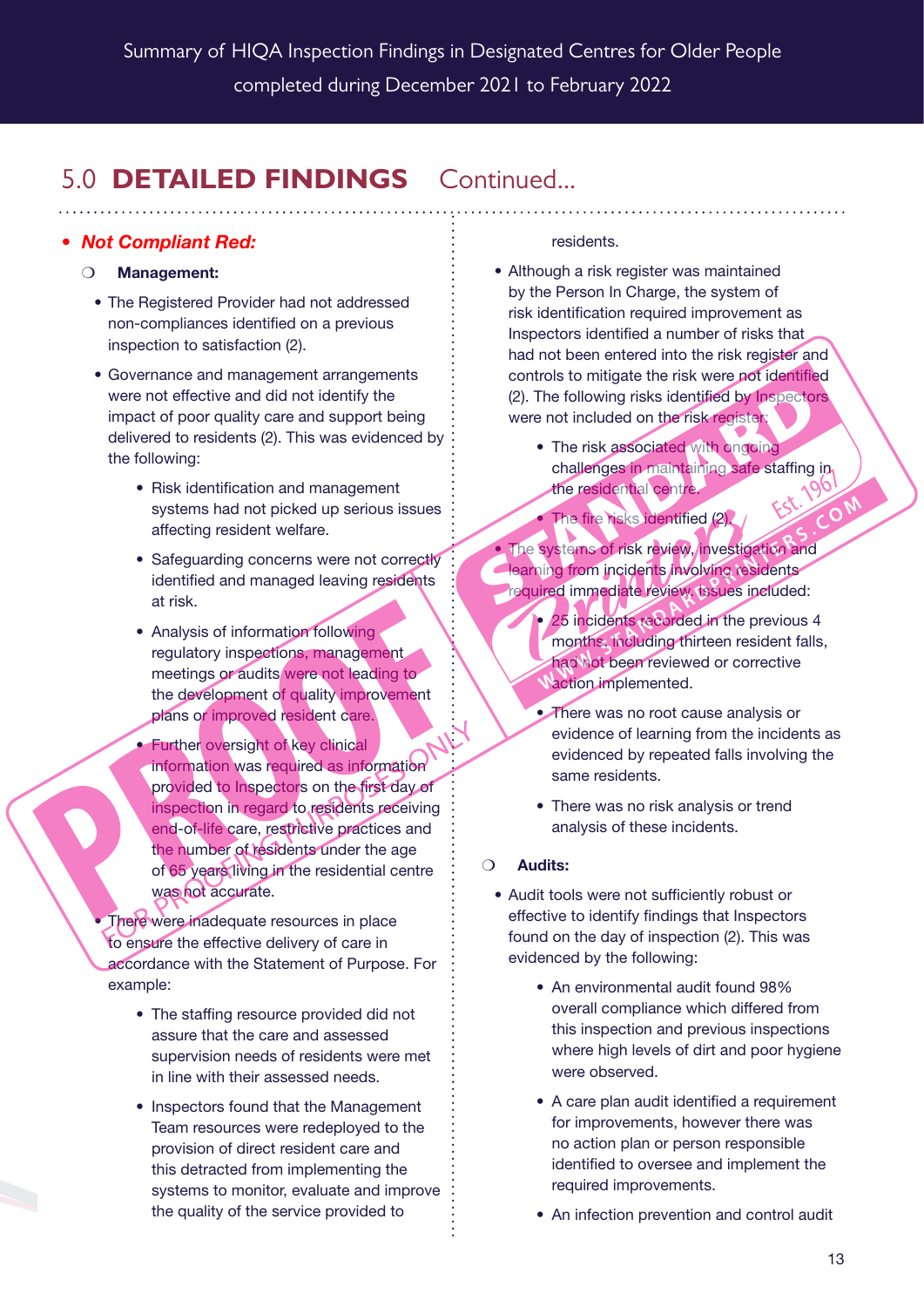## 5.0 DETAILED FINDINGS Continued...

- ***Not Compliant Red:***
  - **Management:**
    - The Registered Provider had not addressed non-compliances identified on a previous inspection to satisfaction (2).
    - Governance and management arrangements were not effective and did not identify the impact of poor quality care and support being delivered to residents (2). This was evidenced by the following:
      - Risk identification and management systems had not picked up serious issues affecting resident welfare.
      - Safeguarding concerns were not correctly identified and managed leaving residents at risk.
      - Analysis of information following regulatory inspections, management meetings or audits were not leading to the development of quality improvement plans or improved resident care.
      - Further oversight of key clinical information was required as information provided to Inspectors on the first day of inspection in regard to residents receiving end-of-life care, restrictive practices and the number of residents under the age of 65 years living in the residential centre was not accurate.
    - There were inadequate resources in place to ensure the effective delivery of care in accordance with the Statement of Purpose. For example:
      - The staffing resource provided did not assure that the care and assessed supervision needs of residents were met in line with their assessed needs.
      - Inspectors found that the Management Team resources were redeployed to the provision of direct resident care and this detracted from implementing the systems to monitor, evaluate and improve the quality of the service provided to residents.
    - Although a risk register was maintained by the Person In Charge, the system of risk identification required improvement as Inspectors identified a number of risks that had not been entered into the risk register and controls to mitigate the risk were not identified (2). The following risks identified by Inspectors were not included on the risk register:
      - The risk associated with ongoing challenges in maintaining safe staffing in the residential centre.
      - The fire risks identified (2).
    - The systems of risk review, investigation and learning from incidents involving residents required immediate review. Issues included:
      - 25 incidents recorded in the previous 4 months, including thirteen resident falls, had not been reviewed or corrective action implemented.
      - There was no root cause analysis or evidence of learning from the incidents as evidenced by repeated falls involving the same residents.
      - There was no risk analysis or trend analysis of these incidents.
  - **Audits:**
    - Audit tools were not sufficiently robust or effective to identify findings that Inspectors found on the day of inspection (2). This was evidenced by the following:
      - An environmental audit found 98% overall compliance which differed from this inspection and previous inspections where high levels of dirt and poor hygiene were observed.
      - A care plan audit identified a requirement for improvements, however there was no action plan or person responsible identified to oversee and implement the required improvements.
      - An infection prevention and control audit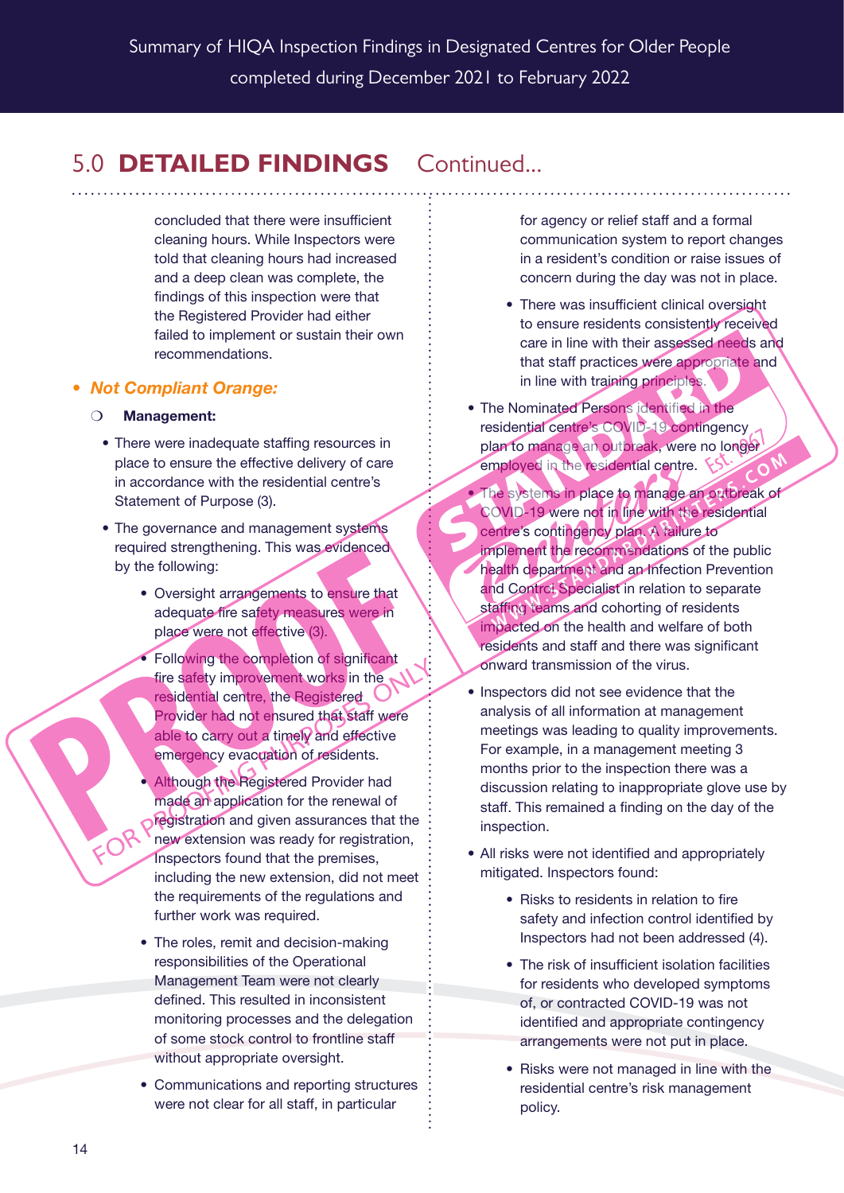## 5.0 **DETAILED FINDINGS** Continued...

concluded that there were insufficient cleaning hours. While Inspectors were told that cleaning hours had increased and a deep clean was complete, the findings of this inspection were that the Registered Provider had either failed to implement or sustain their own recommendations.

- ***Not Compliant Orange:***
  - **Management:**
    - There were inadequate staffing resources in place to ensure the effective delivery of care in accordance with the residential centre's Statement of Purpose (3).
    - The governance and management systems required strengthening. This was evidenced by the following:
      - Oversight arrangements to ensure that adequate fire safety measures were in place were not effective (3).
      - Following the completion of significant fire safety improvement works in the residential centre, the Registered Provider had not ensured that staff were able to carry out a timely and effective emergency evacuation of residents.
      - Although the Registered Provider had made an application for the renewal of registration and given assurances that the new extension was ready for registration, Inspectors found that the premises, including the new extension, did not meet the requirements of the regulations and further work was required.
      - The roles, remit and decision-making responsibilities of the Operational Management Team were not clearly defined. This resulted in inconsistent monitoring processes and the delegation of some stock control to frontline staff without appropriate oversight.
      - Communications and reporting structures were not clear for all staff, in particular for agency or relief staff and a formal communication system to report changes in a resident's condition or raise issues of concern during the day was not in place.
      - There was insufficient clinical oversight to ensure residents consistently received care in line with their assessed needs and that staff practices were appropriate and in line with training principles.
    - The Nominated Persons identified in the residential centre's COVID-19 contingency plan to manage an outbreak, were no longer employed in the residential centre.
    - The systems in place to manage an outbreak of COVID-19 were not in line with the residential centre's contingency plan. A failure to implement the recommendations of the public health department and an Infection Prevention and Control Specialist in relation to separate staffing teams and cohorting of residents impacted on the health and welfare of both residents and staff and there was significant onward transmission of the virus.
    - Inspectors did not see evidence that the analysis of all information at management meetings was leading to quality improvements. For example, in a management meeting 3 months prior to the inspection there was a discussion relating to inappropriate glove use by staff. This remained a finding on the day of the inspection.
    - All risks were not identified and appropriately mitigated. Inspectors found:
      - Risks to residents in relation to fire safety and infection control identified by Inspectors had not been addressed (4).
      - The risk of insufficient isolation facilities for residents who developed symptoms of, or contracted COVID-19 was not identified and appropriate contingency arrangements were not put in place.
      - Risks were not managed in line with the residential centre's risk management policy.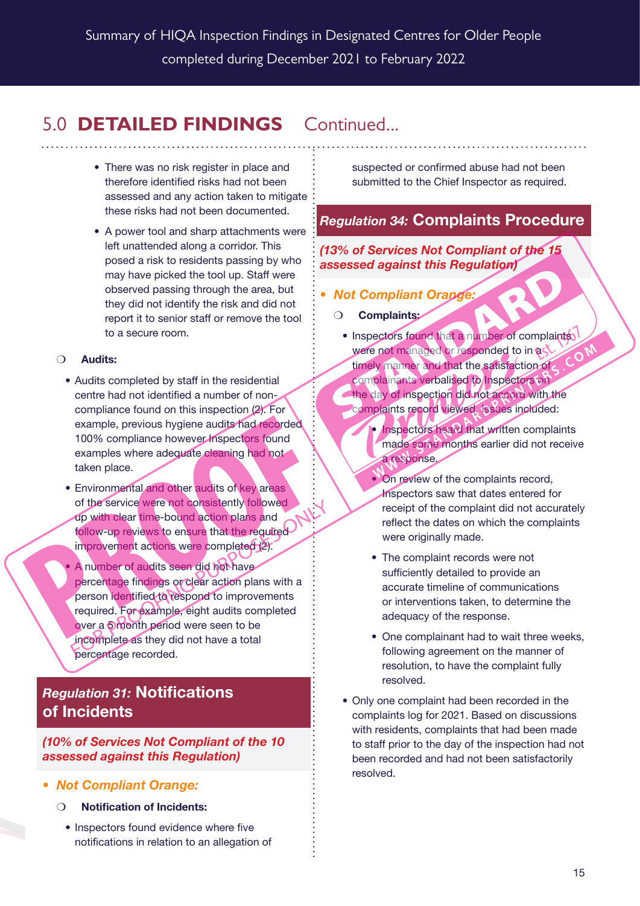## 5.0 DETAILED FINDINGS Continued...

- There was no risk register in place and therefore identified risks had not been assessed and any action taken to mitigate these risks had not been documented.
- A power tool and sharp attachments were left unattended along a corridor. This posed a risk to residents passing by who may have picked the tool up. Staff were observed passing through the area, but they did not identify the risk and did not report it to senior staff or remove the tool to a secure room.

○ **Audits:**

- Audits completed by staff in the residential centre had not identified a number of non-compliance found on this inspection (2). For example, previous hygiene audits had recorded 100% compliance however Inspectors found examples where adequate cleaning had not taken place.
- Environmental and other audits of key areas of the service were not consistently followed up with clear time-bound action plans and follow-up reviews to ensure that the required improvement actions were completed (2).
- A number of audits seen did not have percentage findings or clear action plans with a person identified to respond to improvements required. For example, eight audits completed over a 5 month period were seen to be incomplete as they did not have a total percentage recorded.

### *Regulation 31:* Notifications of Incidents

***(10% of Services Not Compliant of the 10 assessed against this Regulation)***

- ***Not Compliant Orange:***

○ **Notification of Incidents:**

- Inspectors found evidence where five notifications in relation to an allegation of suspected or confirmed abuse had not been submitted to the Chief Inspector as required.

### *Regulation 34:* Complaints Procedure

***(13% of Services Not Compliant of the 15 assessed against this Regulation)***

- ***Not Compliant Orange:***

○ **Complaints:**

- Inspectors found that a number of complaints were not managed or responded to in a timely manner and that the satisfaction of complainants verbalised to Inspectors on the day of inspection did not accord with the complaints record viewed. Issues included:
  - Inspectors heard that written complaints made some months earlier did not receive a response.
  - On review of the complaints record, Inspectors saw that dates entered for receipt of the complaint did not accurately reflect the dates on which the complaints were originally made.
  - The complaint records were not sufficiently detailed to provide an accurate timeline of communications or interventions taken, to determine the adequacy of the response.
  - One complainant had to wait three weeks, following agreement on the manner of resolution, to have the complaint fully resolved.
- Only one complaint had been recorded in the complaints log for 2021. Based on discussions with residents, complaints that had been made to staff prior to the day of the inspection had not been recorded and had not been satisfactorily resolved.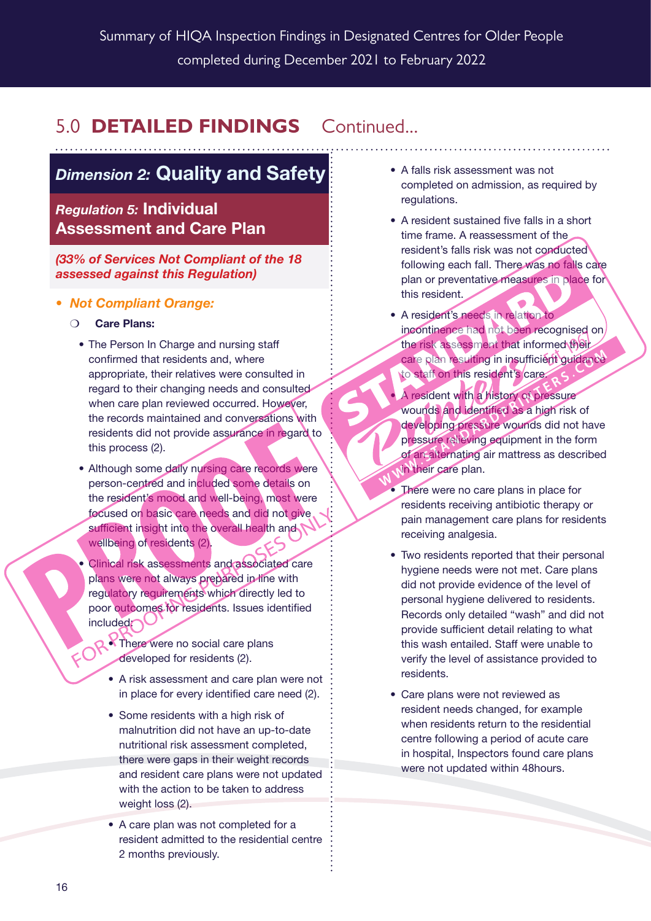## 5.0 DETAILED FINDINGS Continued...

### *Dimension 2:* Quality and Safety

#### *Regulation 5:* Individual Assessment and Care Plan

***(33% of Services Not Compliant of the 18 assessed against this Regulation)***

- ***Not Compliant Orange:***
  - **Care Plans:**
    - The Person In Charge and nursing staff confirmed that residents and, where appropriate, their relatives were consulted in regard to their changing needs and consulted when care plan reviewed occurred. However, the records maintained and conversations with residents did not provide assurance in regard to this process (2).
    - Although some daily nursing care records were person-centred and included some details on the resident's mood and well-being, most were focused on basic care needs and did not give sufficient insight into the overall health and wellbeing of residents (2).
    - Clinical risk assessments and associated care plans were not always prepared in line with regulatory requirements which directly led to poor outcomes for residents. Issues identified included:
      - There were no social care plans developed for residents (2).
      - A risk assessment and care plan were not in place for every identified care need (2).
      - Some residents with a high risk of malnutrition did not have an up-to-date nutritional risk assessment completed, there were gaps in their weight records and resident care plans were not updated with the action to be taken to address weight loss (2).
      - A care plan was not completed for a resident admitted to the residential centre 2 months previously.
      - A falls risk assessment was not completed on admission, as required by regulations.
      - A resident sustained five falls in a short time frame. A reassessment of the resident's falls risk was not conducted following each fall. There was no falls care plan or preventative measures in place for this resident.
      - A resident's needs in relation to incontinence had not been recognised on the risk assessment that informed their care plan resulting in insufficient guidance to staff on this resident's care.
      - A resident with a history of pressure wounds and identified as a high risk of developing pressure wounds did not have pressure relieving equipment in the form of an alternating air mattress as described in their care plan.
    - There were no care plans in place for residents receiving antibiotic therapy or pain management care plans for residents receiving analgesia.
    - Two residents reported that their personal hygiene needs were not met. Care plans did not provide evidence of the level of personal hygiene delivered to residents. Records only detailed "wash" and did not provide sufficient detail relating to what this wash entailed. Staff were unable to verify the level of assistance provided to residents.
    - Care plans were not reviewed as resident needs changed, for example when residents return to the residential centre following a period of acute care in hospital, Inspectors found care plans were not updated within 48hours.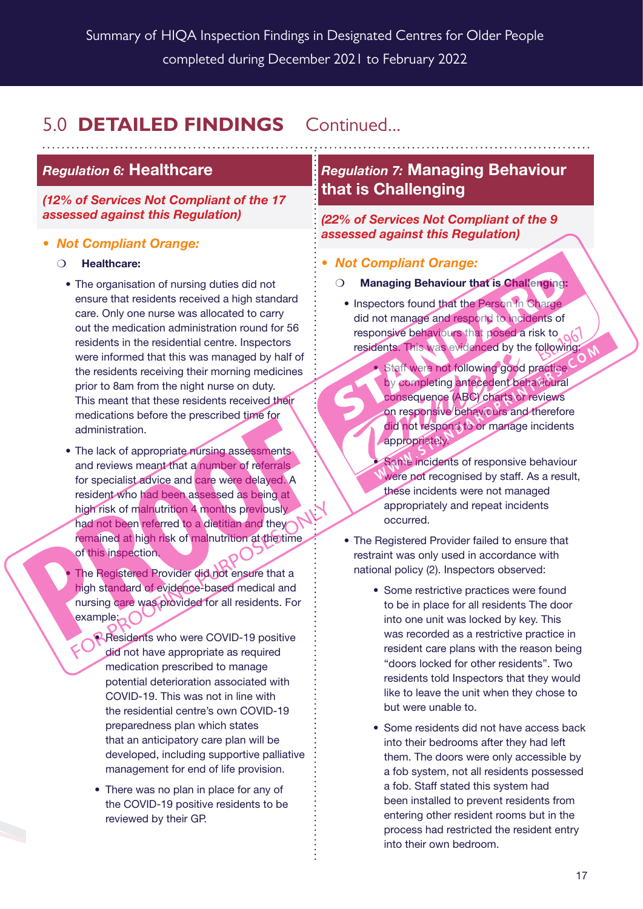## 5.0 DETAILED FINDINGS Continued...

### *Regulation 6:* Healthcare

***(12% of Services Not Compliant of the 17 assessed against this Regulation)***

- ***Not Compliant Orange:***
  - **Healthcare:**
    - The organisation of nursing duties did not ensure that residents received a high standard care. Only one nurse was allocated to carry out the medication administration round for 56 residents in the residential centre. Inspectors were informed that this was managed by half of the residents receiving their morning medicines prior to 8am from the night nurse on duty. This meant that these residents received their medications before the prescribed time for administration.
    - The lack of appropriate nursing assessments and reviews meant that a number of referrals for specialist advice and care were delayed. A resident who had been assessed as being at high risk of malnutrition 4 months previously had not been referred to a dietitian and they remained at high risk of malnutrition at the time of this inspection.
    - The Registered Provider did not ensure that a high standard of evidence-based medical and nursing care was provided for all residents. For example:
      - Residents who were COVID-19 positive did not have appropriate as required medication prescribed to manage potential deterioration associated with COVID-19. This was not in line with the residential centre's own COVID-19 preparedness plan which states that an anticipatory care plan will be developed, including supportive palliative management for end of life provision.
      - There was no plan in place for any of the COVID-19 positive residents to be reviewed by their GP.

### *Regulation 7:* Managing Behaviour that is Challenging

***(22% of Services Not Compliant of the 9 assessed against this Regulation)***

- ***Not Compliant Orange:***
  - **Managing Behaviour that is Challenging:**
    - Inspectors found that the Person in Charge did not manage and respond to incidents of responsive behaviours that posed a risk to residents. This was evidenced by the following:
      - Staff were not following good practice by completing antecedent behavioural consequence (ABC) charts or reviews on responsive behaviours and therefore did not respond to or manage incidents appropriately.
      - Some incidents of responsive behaviour were not recognised by staff. As a result, these incidents were not managed appropriately and repeat incidents occurred.
    - The Registered Provider failed to ensure that restraint was only used in accordance with national policy (2). Inspectors observed:
      - Some restrictive practices were found to be in place for all residents The door into one unit was locked by key. This was recorded as a restrictive practice in resident care plans with the reason being "doors locked for other residents". Two residents told Inspectors that they would like to leave the unit when they chose to but were unable to.
      - Some residents did not have access back into their bedrooms after they had left them. The doors were only accessible by a fob system, not all residents possessed a fob. Staff stated this system had been installed to prevent residents from entering other resident rooms but in the process had restricted the resident entry into their own bedroom.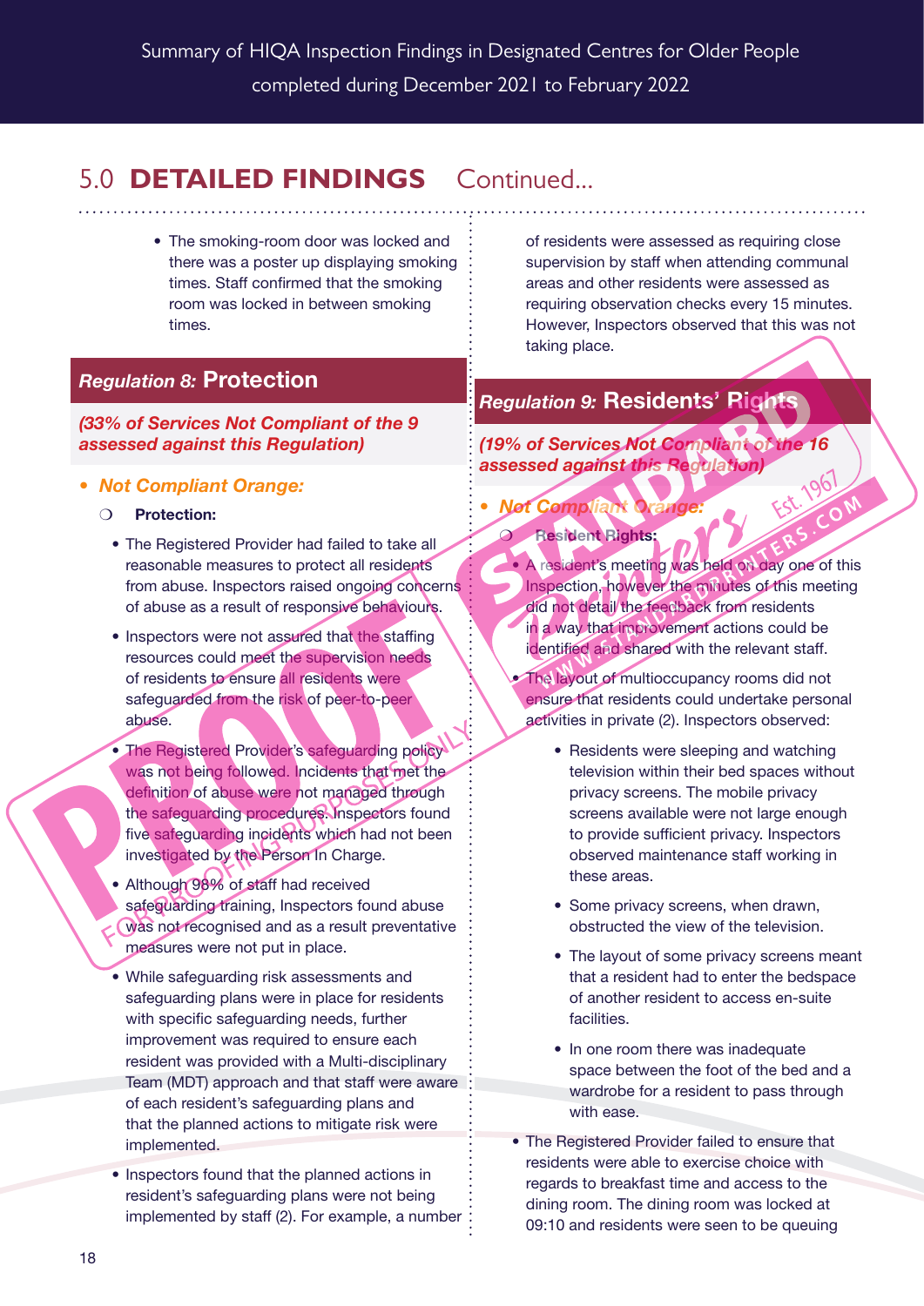## 5.0 DETAILED FINDINGS Continued...

- The smoking-room door was locked and there was a poster up displaying smoking times. Staff confirmed that the smoking room was locked in between smoking times.

### *Regulation 8:* Protection

***(33% of Services Not Compliant of the 9 assessed against this Regulation)***

- ***Not Compliant Orange:***
  - **Protection:**
    - The Registered Provider had failed to take all reasonable measures to protect all residents from abuse. Inspectors raised ongoing concerns of abuse as a result of responsive behaviours.
    - Inspectors were not assured that the staffing resources could meet the supervision needs of residents to ensure all residents were safeguarded from the risk of peer-to-peer abuse.
    - The Registered Provider's safeguarding policy was not being followed. Incidents that met the definition of abuse were not managed through the safeguarding procedures. Inspectors found five safeguarding incidents which had not been investigated by the Person In Charge.
    - Although 98% of staff had received safeguarding training, Inspectors found abuse was not recognised and as a result preventative measures were not put in place.
    - While safeguarding risk assessments and safeguarding plans were in place for residents with specific safeguarding needs, further improvement was required to ensure each resident was provided with a Multi-disciplinary Team (MDT) approach and that staff were aware of each resident's safeguarding plans and that the planned actions to mitigate risk were implemented.
    - Inspectors found that the planned actions in resident's safeguarding plans were not being implemented by staff (2). For example, a number of residents were assessed as requiring close supervision by staff when attending communal areas and other residents were assessed as requiring observation checks every 15 minutes. However, Inspectors observed that this was not taking place.

### *Regulation 9:* Residents' Rights

***(19% of Services Not Compliant of the 16 assessed against this Regulation)***

- ***Not Compliant Orange:***
  - **Resident Rights:**
    - A resident's meeting was held on day one of this Inspection, however the minutes of this meeting did not detail the feedback from residents in a way that improvement actions could be identified and shared with the relevant staff.
    - The layout of multioccupancy rooms did not ensure that residents could undertake personal activities in private (2). Inspectors observed:
      - Residents were sleeping and watching television within their bed spaces without privacy screens. The mobile privacy screens available were not large enough to provide sufficient privacy. Inspectors observed maintenance staff working in these areas.
      - Some privacy screens, when drawn, obstructed the view of the television.
      - The layout of some privacy screens meant that a resident had to enter the bedspace of another resident to access en-suite facilities.
      - In one room there was inadequate space between the foot of the bed and a wardrobe for a resident to pass through with ease.
    - The Registered Provider failed to ensure that residents were able to exercise choice with regards to breakfast time and access to the dining room. The dining room was locked at 09:10 and residents were seen to be queuing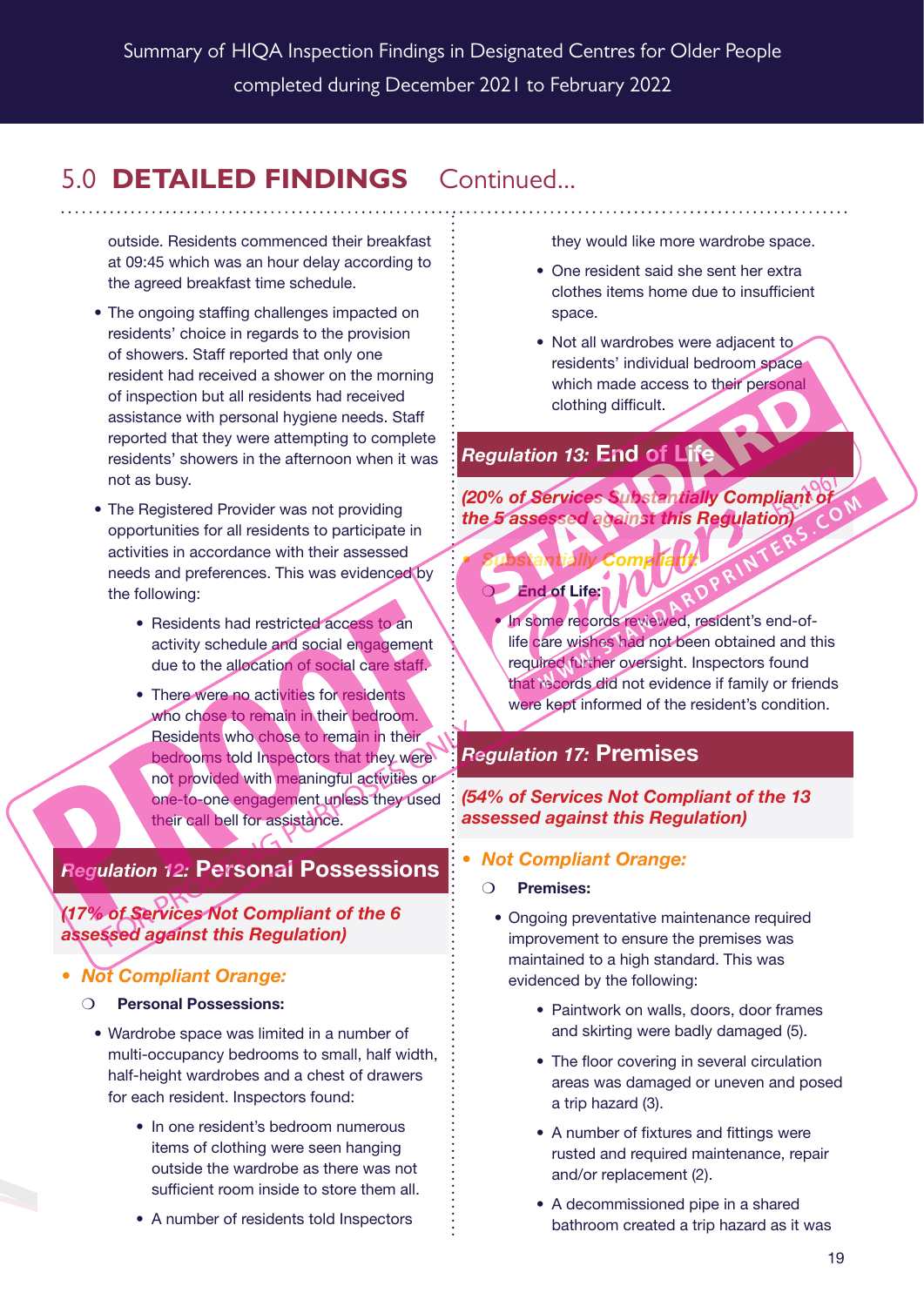## 5.0 DETAILED FINDINGS Continued...

outside. Residents commenced their breakfast at 09:45 which was an hour delay according to the agreed breakfast time schedule.

- The ongoing staffing challenges impacted on residents' choice in regards to the provision of showers. Staff reported that only one resident had received a shower on the morning of inspection but all residents had received assistance with personal hygiene needs. Staff reported that they were attempting to complete residents' showers in the afternoon when it was not as busy.
- The Registered Provider was not providing opportunities for all residents to participate in activities in accordance with their assessed needs and preferences. This was evidenced by the following:
  - Residents had restricted access to an activity schedule and social engagement due to the allocation of social care staff.
  - There were no activities for residents who chose to remain in their bedroom. Residents who chose to remain in their bedrooms told Inspectors that they were not provided with meaningful activities or one-to-one engagement unless they used their call bell for assistance.

### *Regulation 12:* Personal Possessions

***(17% of Services Not Compliant of the 6 assessed against this Regulation)***

- ***Not Compliant Orange:***
  - **Personal Possessions:**
    - Wardrobe space was limited in a number of multi-occupancy bedrooms to small, half width, half-height wardrobes and a chest of drawers for each resident. Inspectors found:
      - In one resident's bedroom numerous items of clothing were seen hanging outside the wardrobe as there was not sufficient room inside to store them all.
      - A number of residents told Inspectors they would like more wardrobe space.
      - One resident said she sent her extra clothes items home due to insufficient space.
      - Not all wardrobes were adjacent to residents' individual bedroom space which made access to their personal clothing difficult.

### *Regulation 13:* End of Life

***(20% of Services Substantially Compliant of the 5 assessed against this Regulation)***

- ***Substantially Compliant:***
  - **End of Life:**
    - In some records reviewed, resident's end-of-life care wishes had not been obtained and this required further oversight. Inspectors found that records did not evidence if family or friends were kept informed of the resident's condition.

### *Regulation 17:* Premises

***(54% of Services Not Compliant of the 13 assessed against this Regulation)***

- ***Not Compliant Orange:***
  - **Premises:**
    - Ongoing preventative maintenance required improvement to ensure the premises was maintained to a high standard. This was evidenced by the following:
      - Paintwork on walls, doors, door frames and skirting were badly damaged (5).
      - The floor covering in several circulation areas was damaged or uneven and posed a trip hazard (3).
      - A number of fixtures and fittings were rusted and required maintenance, repair and/or replacement (2).
      - A decommissioned pipe in a shared bathroom created a trip hazard as it was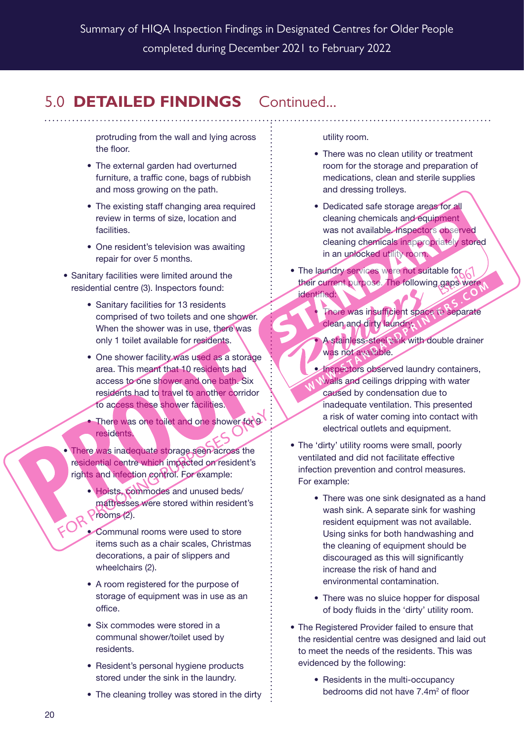## 5.0 DETAILED FINDINGS Continued...

protruding from the wall and lying across the floor.

- The external garden had overturned furniture, a traffic cone, bags of rubbish and moss growing on the path.
- The existing staff changing area required review in terms of size, location and facilities.
- One resident's television was awaiting repair for over 5 months.

- Sanitary facilities were limited around the residential centre (3). Inspectors found:
  - Sanitary facilities for 13 residents comprised of two toilets and one shower. When the shower was in use, there was only 1 toilet available for residents.
  - One shower facility was used as a storage area. This meant that 10 residents had access to one shower and one bath. Six residents had to travel to another corridor to access these shower facilities.
  - There was one toilet and one shower for 9 residents.
- There was inadequate storage seen across the residential centre which impacted on resident's rights and infection control. For example:
  - Hoists, commodes and unused beds/ mattresses were stored within resident's rooms (2).
  - Communal rooms were used to store items such as a chair scales, Christmas decorations, a pair of slippers and wheelchairs (2).
  - A room registered for the purpose of storage of equipment was in use as an office.
  - Six commodes were stored in a communal shower/toilet used by residents.
  - Resident's personal hygiene products stored under the sink in the laundry.
  - The cleaning trolley was stored in the dirty utility room.
  - There was no clean utility or treatment room for the storage and preparation of medications, clean and sterile supplies and dressing trolleys.
  - Dedicated safe storage areas for all cleaning chemicals and equipment was not available. Inspectors observed cleaning chemicals inappropriately stored in an unlocked utility room.
- The laundry services were not suitable for their current purpose. The following gaps were identified:
  - There was insufficient space to separate clean and dirty laundry.
  - A stainless-steel sink with double drainer was not available.
  - Inspectors observed laundry containers, walls and ceilings dripping with water caused by condensation due to inadequate ventilation. This presented a risk of water coming into contact with electrical outlets and equipment.
- The 'dirty' utility rooms were small, poorly ventilated and did not facilitate effective infection prevention and control measures. For example:
  - There was one sink designated as a hand wash sink. A separate sink for washing resident equipment was not available. Using sinks for both handwashing and the cleaning of equipment should be discouraged as this will significantly increase the risk of hand and environmental contamination.
  - There was no sluice hopper for disposal of body fluids in the 'dirty' utility room.
- The Registered Provider failed to ensure that the residential centre was designed and laid out to meet the needs of the residents. This was evidenced by the following:
  - Residents in the multi-occupancy bedrooms did not have 7.4m² of floor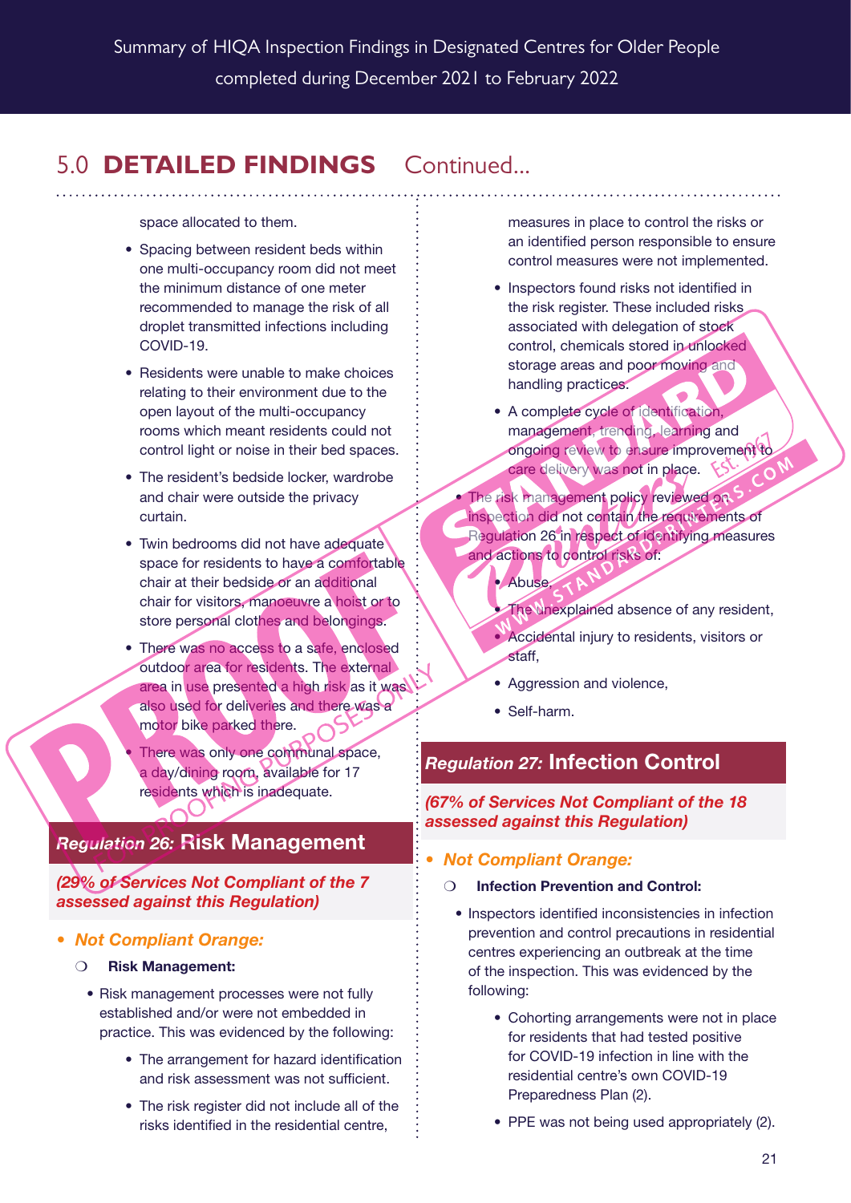## 5.0 DETAILED FINDINGS Continued...

space allocated to them.

- Spacing between resident beds within one multi-occupancy room did not meet the minimum distance of one meter recommended to manage the risk of all droplet transmitted infections including COVID-19.
- Residents were unable to make choices relating to their environment due to the open layout of the multi-occupancy rooms which meant residents could not control light or noise in their bed spaces.
- The resident's bedside locker, wardrobe and chair were outside the privacy curtain.
- Twin bedrooms did not have adequate space for residents to have a comfortable chair at their bedside or an additional chair for visitors, manoeuvre a hoist or to store personal clothes and belongings.
- There was no access to a safe, enclosed outdoor area for residents. The external area in use presented a high risk as it was also used for deliveries and there was a motor bike parked there.
- There was only one communal space, a day/dining room, available for 17 residents which is inadequate.

### *Regulation 26:* Risk Management

***(29% of Services Not Compliant of the 7 assessed against this Regulation)***

- ***Not Compliant Orange:***
  - **Risk Management:**
    - Risk management processes were not fully established and/or were not embedded in practice. This was evidenced by the following:
      - The arrangement for hazard identification and risk assessment was not sufficient.
      - The risk register did not include all of the risks identified in the residential centre, measures in place to control the risks or an identified person responsible to ensure control measures were not implemented.
      - Inspectors found risks not identified in the risk register. These included risks associated with delegation of stock control, chemicals stored in unlocked storage areas and poor moving and handling practices.
      - A complete cycle of identification, management, trending, learning and ongoing review to ensure improvement to care delivery was not in place.
    - The risk management policy reviewed on inspection did not contain the requirements of Regulation 26 in respect of identifying measures and actions to control risks of:
      - Abuse,
      - The unexplained absence of any resident,
      - Accidental injury to residents, visitors or staff,
      - Aggression and violence,
      - Self-harm.

### *Regulation 27:* Infection Control

***(67% of Services Not Compliant of the 18 assessed against this Regulation)***

- ***Not Compliant Orange:***
  - **Infection Prevention and Control:**
    - Inspectors identified inconsistencies in infection prevention and control precautions in residential centres experiencing an outbreak at the time of the inspection. This was evidenced by the following:
      - Cohorting arrangements were not in place for residents that had tested positive for COVID-19 infection in line with the residential centre's own COVID-19 Preparedness Plan (2).
      - PPE was not being used appropriately (2).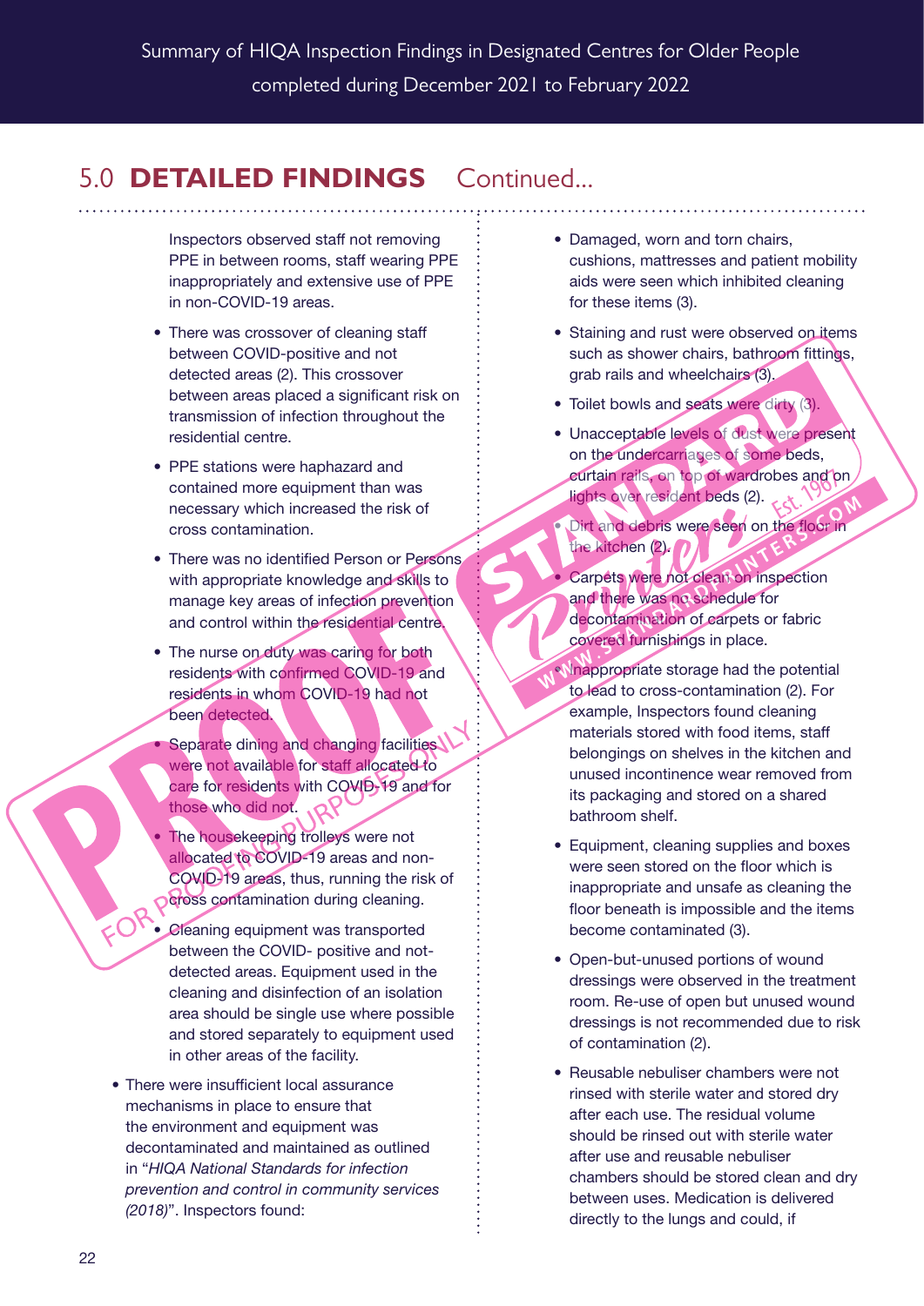## 5.0 **DETAILED FINDINGS** Continued...

Inspectors observed staff not removing PPE in between rooms, staff wearing PPE inappropriately and extensive use of PPE in non-COVID-19 areas.

- There was crossover of cleaning staff between COVID-positive and not detected areas (2). This crossover between areas placed a significant risk on transmission of infection throughout the residential centre.
- PPE stations were haphazard and contained more equipment than was necessary which increased the risk of cross contamination.
- There was no identified Person or Persons with appropriate knowledge and skills to manage key areas of infection prevention and control within the residential centre.
- The nurse on duty was caring for both residents with confirmed COVID-19 and residents in whom COVID-19 had not been detected.
- Separate dining and changing facilities were not available for staff allocated to care for residents with COVID-19 and for those who did not.
- The housekeeping trolleys were not allocated to COVID-19 areas and non-COVID-19 areas, thus, running the risk of cross contamination during cleaning.
- Cleaning equipment was transported between the COVID- positive and not-detected areas. Equipment used in the cleaning and disinfection of an isolation area should be single use where possible and stored separately to equipment used in other areas of the facility.

- There were insufficient local assurance mechanisms in place to ensure that the environment and equipment was decontaminated and maintained as outlined in "*HIQA National Standards for infection prevention and control in community services (2018)*". Inspectors found:

- Damaged, worn and torn chairs, cushions, mattresses and patient mobility aids were seen which inhibited cleaning for these items (3).
- Staining and rust were observed on items such as shower chairs, bathroom fittings, grab rails and wheelchairs (3).
- Toilet bowls and seats were dirty (3).
- Unacceptable levels of dust were present on the undercarriages of some beds, curtain rails, on top of wardrobes and on lights over resident beds (2).
- Dirt and debris were seen on the floor in the kitchen (2).
- Carpets were not clean on inspection and there was no schedule for decontamination of carpets or fabric covered furnishings in place.
- Inappropriate storage had the potential to lead to cross-contamination (2). For example, Inspectors found cleaning materials stored with food items, staff belongings on shelves in the kitchen and unused incontinence wear removed from its packaging and stored on a shared bathroom shelf.
- Equipment, cleaning supplies and boxes were seen stored on the floor which is inappropriate and unsafe as cleaning the floor beneath is impossible and the items become contaminated (3).
- Open-but-unused portions of wound dressings were observed in the treatment room. Re-use of open but unused wound dressings is not recommended due to risk of contamination (2).
- Reusable nebuliser chambers were not rinsed with sterile water and stored dry after each use. The residual volume should be rinsed out with sterile water after use and reusable nebuliser chambers should be stored clean and dry between uses. Medication is delivered directly to the lungs and could, if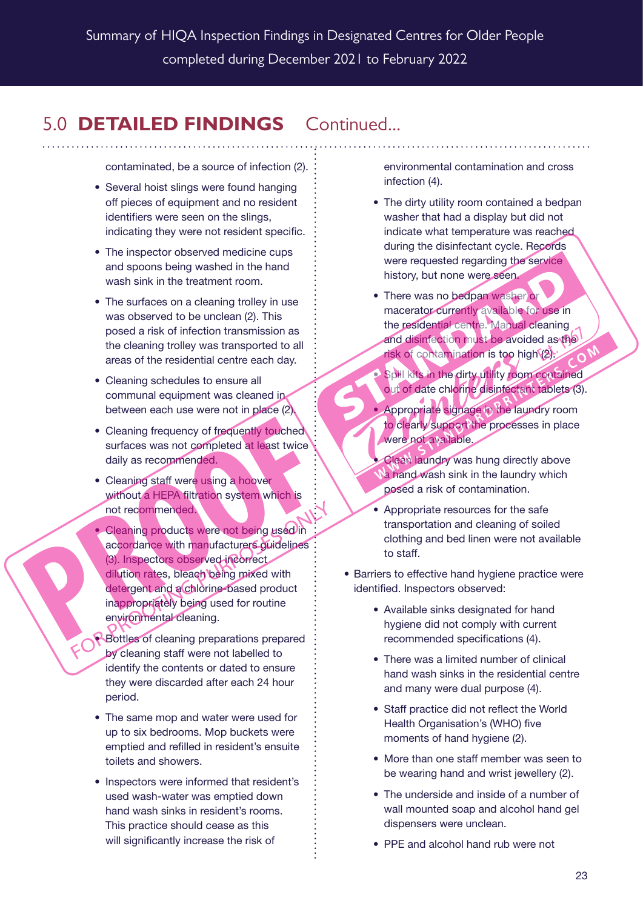## 5.0 DETAILED FINDINGS Continued...

contaminated, be a source of infection (2).

- Several hoist slings were found hanging off pieces of equipment and no resident identifiers were seen on the slings, indicating they were not resident specific.
- The inspector observed medicine cups and spoons being washed in the hand wash sink in the treatment room.
- The surfaces on a cleaning trolley in use was observed to be unclean (2). This posed a risk of infection transmission as the cleaning trolley was transported to all areas of the residential centre each day.
- Cleaning schedules to ensure all communal equipment was cleaned in between each use were not in place (2).
- Cleaning frequency of frequently touched surfaces was not completed at least twice daily as recommended.
- Cleaning staff were using a hoover without a HEPA filtration system which is not recommended.
- Cleaning products were not being used in accordance with manufacturers guidelines (3). Inspectors observed incorrect dilution rates, bleach being mixed with detergent and a chlorine-based product inappropriately being used for routine environmental cleaning.
- Bottles of cleaning preparations prepared by cleaning staff were not labelled to identify the contents or dated to ensure they were discarded after each 24 hour period.
- The same mop and water were used for up to six bedrooms. Mop buckets were emptied and refilled in resident's ensuite toilets and showers.
- Inspectors were informed that resident's used wash-water was emptied down hand wash sinks in resident's rooms. This practice should cease as this will significantly increase the risk of environmental contamination and cross infection (4).
- The dirty utility room contained a bedpan washer that had a display but did not indicate what temperature was reached during the disinfectant cycle. Records were requested regarding the service history, but none were seen.
- There was no bedpan washer or macerator currently available for use in the residential centre. Manual cleaning and disinfection must be avoided as the risk of contamination is too high (2).
- Spill kits in the dirty utility room contained out of date chlorine disinfectant tablets (3).
- Appropriate signage in the laundry room to clearly support the processes in place were not available.
- Clean laundry was hung directly above a hand wash sink in the laundry which posed a risk of contamination.
- Appropriate resources for the safe transportation and cleaning of soiled clothing and bed linen were not available to staff.

- Barriers to effective hand hygiene practice were identified. Inspectors observed:
  - Available sinks designated for hand hygiene did not comply with current recommended specifications (4).
  - There was a limited number of clinical hand wash sinks in the residential centre and many were dual purpose (4).
  - Staff practice did not reflect the World Health Organisation's (WHO) five moments of hand hygiene (2).
  - More than one staff member was seen to be wearing hand and wrist jewellery (2).
  - The underside and inside of a number of wall mounted soap and alcohol hand gel dispensers were unclean.
  - PPE and alcohol hand rub were not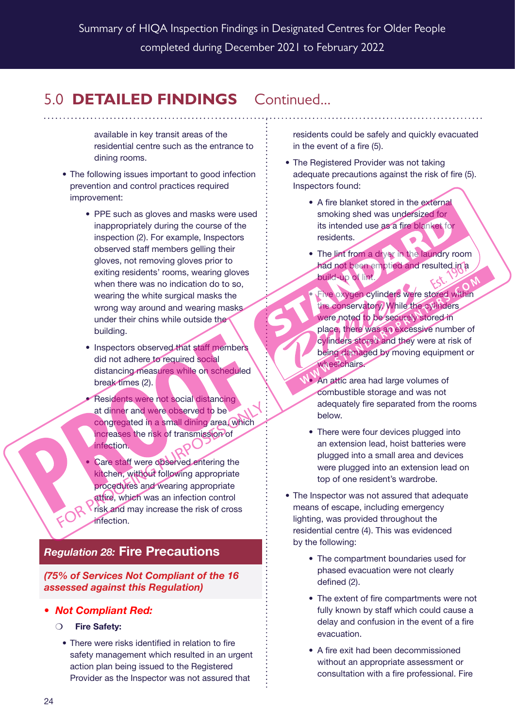## 5.0 DETAILED FINDINGS Continued...

available in key transit areas of the residential centre such as the entrance to dining rooms.

- The following issues important to good infection prevention and control practices required improvement:
  - PPE such as gloves and masks were used inappropriately during the course of the inspection (2). For example, Inspectors observed staff members gelling their gloves, not removing gloves prior to exiting residents' rooms, wearing gloves when there was no indication do to so, wearing the white surgical masks the wrong way around and wearing masks under their chins while outside the building.
  - Inspectors observed that staff members did not adhere to required social distancing measures while on scheduled break times (2).
  - Residents were not social distancing at dinner and were observed to be congregated in a small dining area, which increases the risk of transmission of infection.
  - Care staff were observed entering the kitchen, without following appropriate procedures and wearing appropriate attire, which was an infection control risk and may increase the risk of cross infection.

### *Regulation 28:* Fire Precautions

***(75% of Services Not Compliant of the 16 assessed against this Regulation)***

- ***Not Compliant Red:***
  - **Fire Safety:**
    - There were risks identified in relation to fire safety management which resulted in an urgent action plan being issued to the Registered Provider as the Inspector was not assured that residents could be safely and quickly evacuated in the event of a fire (5).
    - The Registered Provider was not taking adequate precautions against the risk of fire (5). Inspectors found:
      - A fire blanket stored in the external smoking shed was undersized for its intended use as a fire blanket for residents.
      - The lint from a dryer in the laundry room had not been emptied and resulted in a build-up of lint.
      - Five oxygen cylinders were stored within the conservatory. While the cylinders were noted to be securely stored in place, there was an excessive number of cylinders stored and they were at risk of being damaged by moving equipment or wheelchairs.
      - An attic area had large volumes of combustible storage and was not adequately fire separated from the rooms below.
      - There were four devices plugged into an extension lead, hoist batteries were plugged into a small area and devices were plugged into an extension lead on top of one resident's wardrobe.
    - The Inspector was not assured that adequate means of escape, including emergency lighting, was provided throughout the residential centre (4). This was evidenced by the following:
      - The compartment boundaries used for phased evacuation were not clearly defined (2).
      - The extent of fire compartments were not fully known by staff which could cause a delay and confusion in the event of a fire evacuation.
      - A fire exit had been decommissioned without an appropriate assessment or consultation with a fire professional. Fire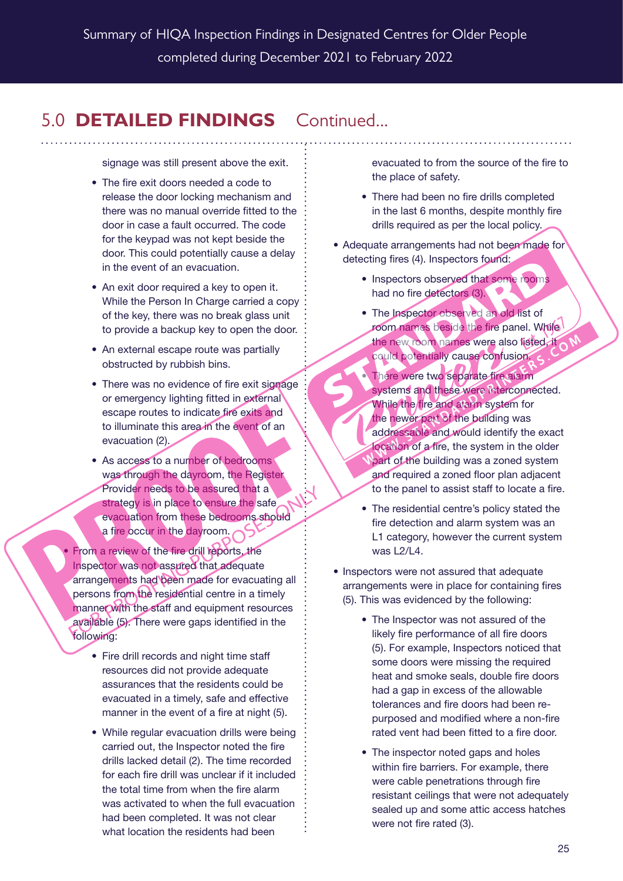## 5.0 DETAILED FINDINGS Continued...

signage was still present above the exit.

- The fire exit doors needed a code to release the door locking mechanism and there was no manual override fitted to the door in case a fault occurred. The code for the keypad was not kept beside the door. This could potentially cause a delay in the event of an evacuation.
- An exit door required a key to open it. While the Person In Charge carried a copy of the key, there was no break glass unit to provide a backup key to open the door.
- An external escape route was partially obstructed by rubbish bins.
- There was no evidence of fire exit signage or emergency lighting fitted in external escape routes to indicate fire exits and to illuminate this area in the event of an evacuation (2).
- As access to a number of bedrooms was through the dayroom, the Register Provider needs to be assured that a strategy is in place to ensure the safe evacuation from these bedrooms should a fire occur in the dayroom.

- From a review of the fire drill reports, the Inspector was not assured that adequate arrangements had been made for evacuating all persons from the residential centre in a timely manner with the staff and equipment resources available (5). There were gaps identified in the following:
    - Fire drill records and night time staff resources did not provide adequate assurances that the residents could be evacuated in a timely, safe and effective manner in the event of a fire at night (5).
    - While regular evacuation drills were being carried out, the Inspector noted the fire drills lacked detail (2). The time recorded for each fire drill was unclear if it included the total time from when the fire alarm was activated to when the full evacuation had been completed. It was not clear what location the residents had been evacuated to from the source of the fire to the place of safety.
    - There had been no fire drills completed in the last 6 months, despite monthly fire drills required as per the local policy.
- Adequate arrangements had not been made for detecting fires (4). Inspectors found:
    - Inspectors observed that some rooms had no fire detectors (3).
    - The Inspector observed an old list of room names beside the fire panel. While the new room names were also listed, it could potentially cause confusion.
    - There were two separate fire alarm systems and these were interconnected. While the fire and alarm system for the newer part of the building was addressable and would identify the exact location of a fire, the system in the older part of the building was a zoned system and required a zoned floor plan adjacent to the panel to assist staff to locate a fire.
    - The residential centre's policy stated the fire detection and alarm system was an L1 category, however the current system was L2/L4.
- Inspectors were not assured that adequate arrangements were in place for containing fires (5). This was evidenced by the following:
    - The Inspector was not assured of the likely fire performance of all fire doors (5). For example, Inspectors noticed that some doors were missing the required heat and smoke seals, double fire doors had a gap in excess of the allowable tolerances and fire doors had been re-purposed and modified where a non-fire rated vent had been fitted to a fire door.
    - The inspector noted gaps and holes within fire barriers. For example, there were cable penetrations through fire resistant ceilings that were not adequately sealed up and some attic access hatches were not fire rated (3).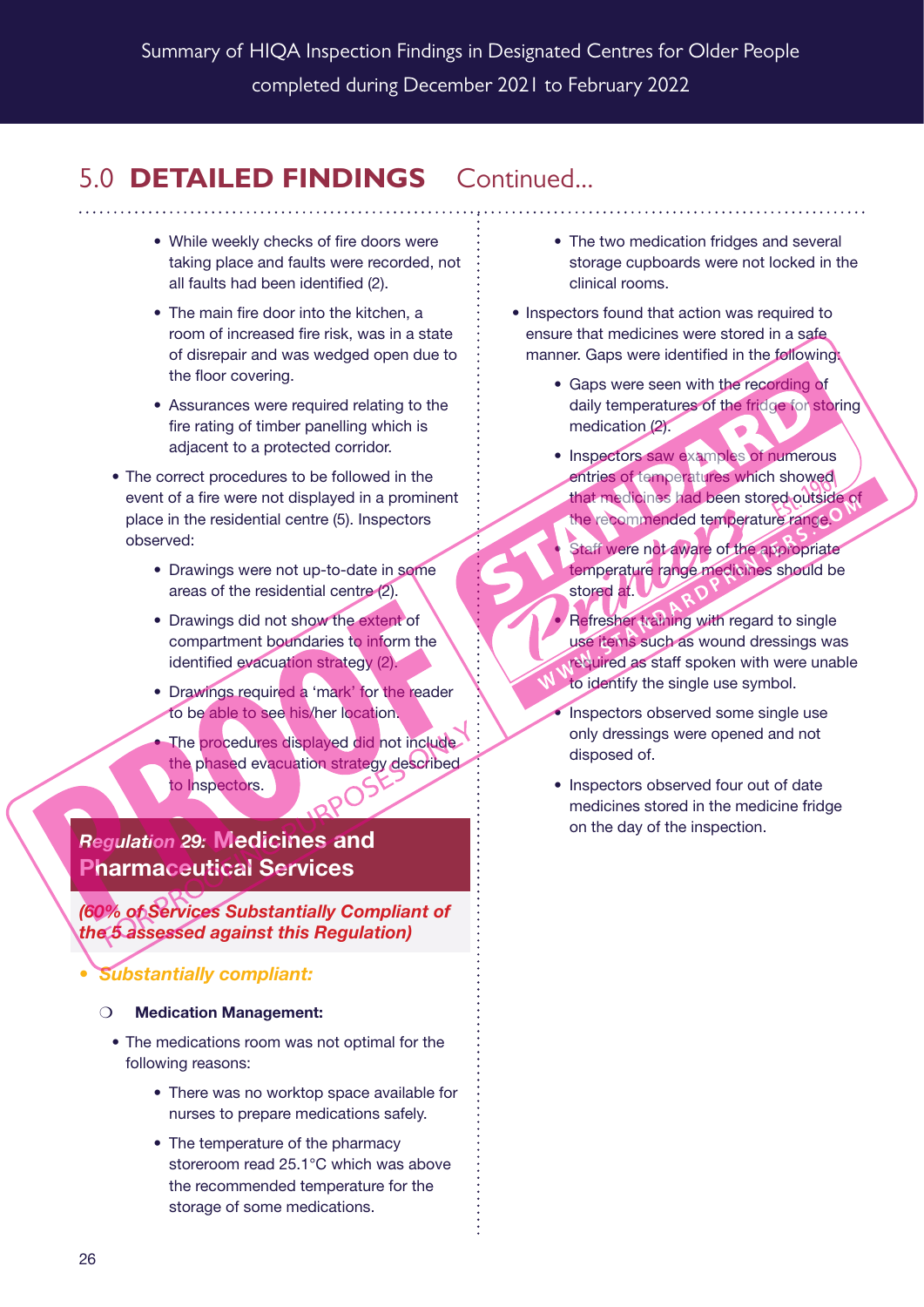## 5.0 DETAILED FINDINGS Continued...

- While weekly checks of fire doors were taking place and faults were recorded, not all faults had been identified (2).
- The main fire door into the kitchen, a room of increased fire risk, was in a state of disrepair and was wedged open due to the floor covering.
- Assurances were required relating to the fire rating of timber panelling which is adjacent to a protected corridor.

- The correct procedures to be followed in the event of a fire were not displayed in a prominent place in the residential centre (5). Inspectors observed:
  - Drawings were not up-to-date in some areas of the residential centre (2).
  - Drawings did not show the extent of compartment boundaries to inform the identified evacuation strategy (2).
  - Drawings required a 'mark' for the reader to be able to see his/her location.
  - The procedures displayed did not include the phased evacuation strategy described to Inspectors.

### *Regulation 29:* Medicines and Pharmaceutical Services

*(60% of Services Substantially Compliant of the 5 assessed against this Regulation)*

- ***Substantially compliant:***
  - **Medication Management:**

- The medications room was not optimal for the following reasons:
  - There was no worktop space available for nurses to prepare medications safely.
  - The temperature of the pharmacy storeroom read 25.1°C which was above the recommended temperature for the storage of some medications.
  - The two medication fridges and several storage cupboards were not locked in the clinical rooms.

- Inspectors found that action was required to ensure that medicines were stored in a safe manner. Gaps were identified in the following:
  - Gaps were seen with the recording of daily temperatures of the fridge for storing medication (2).
  - Inspectors saw examples of numerous entries of temperatures which showed that medicines had been stored outside of the recommended temperature range.
  - Staff were not aware of the appropriate temperature range medicines should be stored at.
  - Refresher training with regard to single use items such as wound dressings was required as staff spoken with were unable to identify the single use symbol.
  - Inspectors observed some single use only dressings were opened and not disposed of.
  - Inspectors observed four out of date medicines stored in the medicine fridge on the day of the inspection.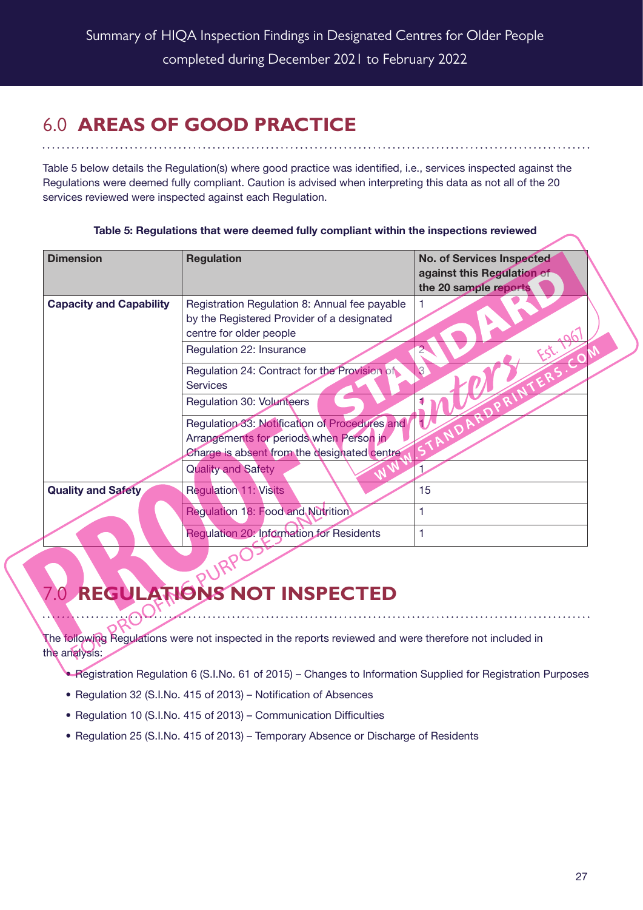## 6.0 AREAS OF GOOD PRACTICE

Table 5 below details the Regulation(s) where good practice was identified, i.e., services inspected against the Regulations were deemed fully compliant. Caution is advised when interpreting this data as not all of the 20 services reviewed were inspected against each Regulation.

**Table 5: Regulations that were deemed fully compliant within the inspections reviewed**

| Dimension | Regulation | No. of Services Inspected against this Regulation of the 20 sample reports |
|---|---|---|
| **Capacity and Capability** | Registration Regulation 8: Annual fee payable by the Registered Provider of a designated centre for older people | 1 |
| | Regulation 22: Insurance | 2 |
| | Regulation 24: Contract for the Provision of Services | 3 |
| | Regulation 30: Volunteers | 1 |
| | Regulation 33: Notification of Procedures and Arrangements for periods when Person in Charge is absent from the designated centre | 1 |
| | Quality and Safety | 1 |
| **Quality and Safety** | Regulation 11: Visits | 15 |
| | Regulation 18: Food and Nutrition | 1 |
| | Regulation 20: Information for Residents | 1 |

## 7.0 REGULATIONS NOT INSPECTED

The following Regulations were not inspected in the reports reviewed and were therefore not included in the analysis:

- Registration Regulation 6 (S.I.No. 61 of 2015) – Changes to Information Supplied for Registration Purposes
- Regulation 32 (S.I.No. 415 of 2013) – Notification of Absences
- Regulation 10 (S.I.No. 415 of 2013) – Communication Difficulties
- Regulation 25 (S.I.No. 415 of 2013) – Temporary Absence or Discharge of Residents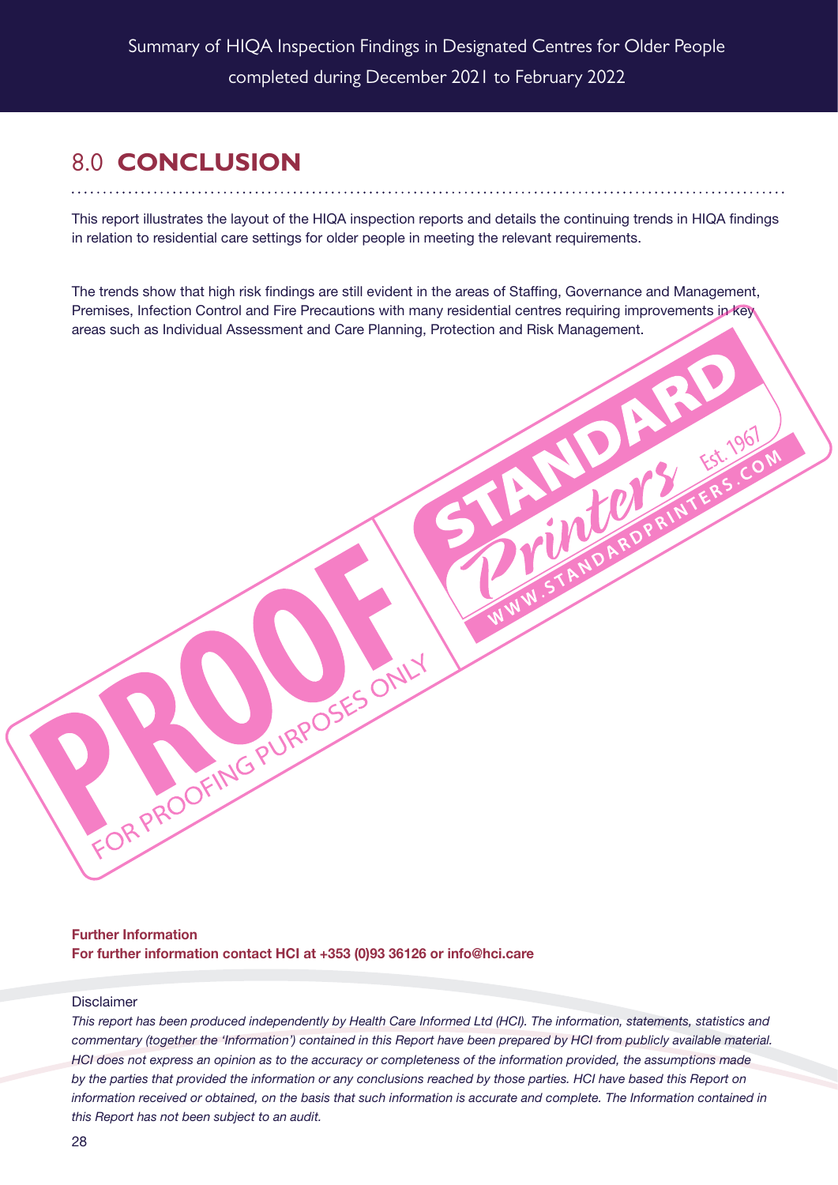## 8.0 CONCLUSION

This report illustrates the layout of the HIQA inspection reports and details the continuing trends in HIQA findings in relation to residential care settings for older people in meeting the relevant requirements.

The trends show that high risk findings are still evident in the areas of Staffing, Governance and Management, Premises, Infection Control and Fire Precautions with many residential centres requiring improvements in key areas such as Individual Assessment and Care Planning, Protection and Risk Management.

**Further Information**
**For further information contact HCI at +353 (0)93 36126 or info@hci.care**

Disclaimer

*This report has been produced independently by Health Care Informed Ltd (HCI). The information, statements, statistics and commentary (together the 'Information') contained in this Report have been prepared by HCI from publicly available material. HCI does not express an opinion as to the accuracy or completeness of the information provided, the assumptions made by the parties that provided the information or any conclusions reached by those parties. HCI have based this Report on information received or obtained, on the basis that such information is accurate and complete. The Information contained in this Report has not been subject to an audit.*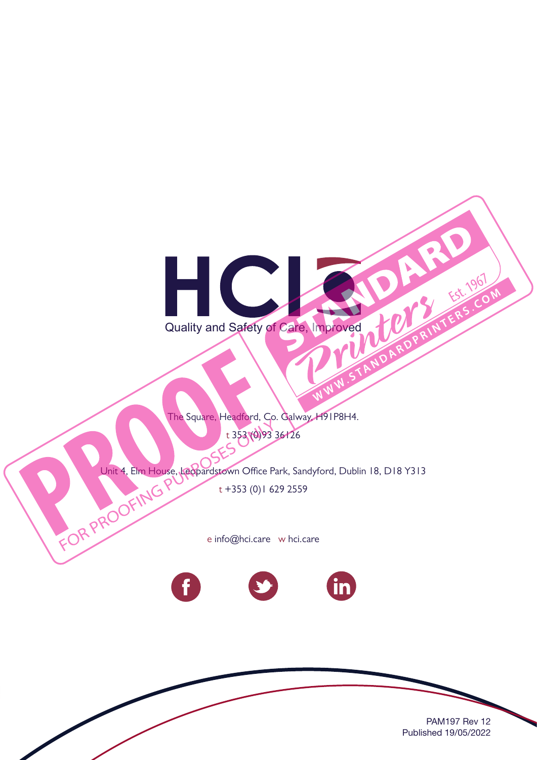HCI

Quality and Safety of Care, Improved

The Square, Headford, Co. Galway, H91P8H4.

t 353 (0)93 36126

Unit 4, Elm House, Leopardstown Office Park, Sandyford, Dublin 18, D18 Y313

t +353 (0)1 629 2559

e info@hci.care w hci.care

PAM197 Rev 12
Published 19/05/2022